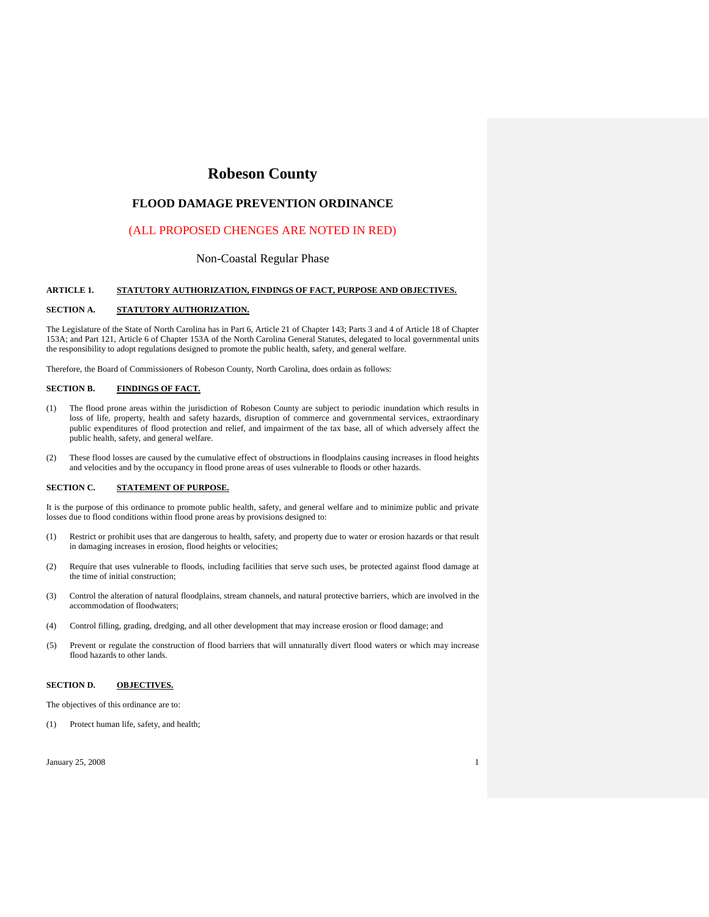# Robeson County

## FLOOD DAMAGE PREVENTION ORDINANCE

(ALL PROPOSED CHENGES ARE NOTED IN RED)

Non-Coastal Regular Phase

**ARTICLE 1. STATUTORY AUTHORIZATION, FINDINGS OF FACT, PURPOSE AND OBJECTIVES.**

**SECTION A. STATUTORY AUTHORIZATION.**

The Legislature of the State of North Carolina has in Part 6, Article 21 of Chapter 143; Parts 3 and 4 of Article 18 of Chapter 153A; and Part 121, Article 6 of Chapter 153A of the North Carolina General Statutes, delegated to local governmental units the responsibility to adopt regulations designed to promote the public health, safety, and general welfare.

Therefore, the Board of Commissioners of Robeson County, North Carolina, does ordain as follows:

**SECTION B. FINDINGS OF FACT.**

(1) The flood prone areas within the jurisdiction of Robeson County are subject to periodic inundation which results in loss of life, property, health and safety hazards, disruption of commerce and governmental services, extraordinary public expenditures of flood protection and relief, and impairment of the tax base, all of which adversely affect the public health, safety, and general welfare.

(2) These flood losses are caused by the cumulative effect of obstructions in floodplains causing increases in flood heights and velocities and by the occupancy in flood prone areas of uses vulnerable to floods or other hazards.

**SECTION C. STATEMENT OF PURPOSE.**

It is the purpose of this ordinance to promote public health, safety, and general welfare and to minimize public and private losses due to flood conditions within flood prone areas by provisions designed to:

(1) Restrict or prohibit uses that are dangerous to health, safety, and property due to water or erosion hazards or that result in damaging increases in erosion, flood heights or velocities;

(2) Require that uses vulnerable to floods, including facilities that serve such uses, be protected against flood damage at the time of initial construction;

(3) Control the alteration of natural floodplains, stream channels, and natural protective barriers, which are involved in the accommodation of floodwaters;

(4) Control filling, grading, dredging, and all other development that may increase erosion or flood damage; and

(5) Prevent or regulate the construction of flood barriers that will unnaturally divert flood waters or which may increase flood hazards to other lands.

**SECTION D. OBJECTIVES.**

The objectives of this ordinance are to:

(1) Protect human life, safety, and health;

January 25, 2008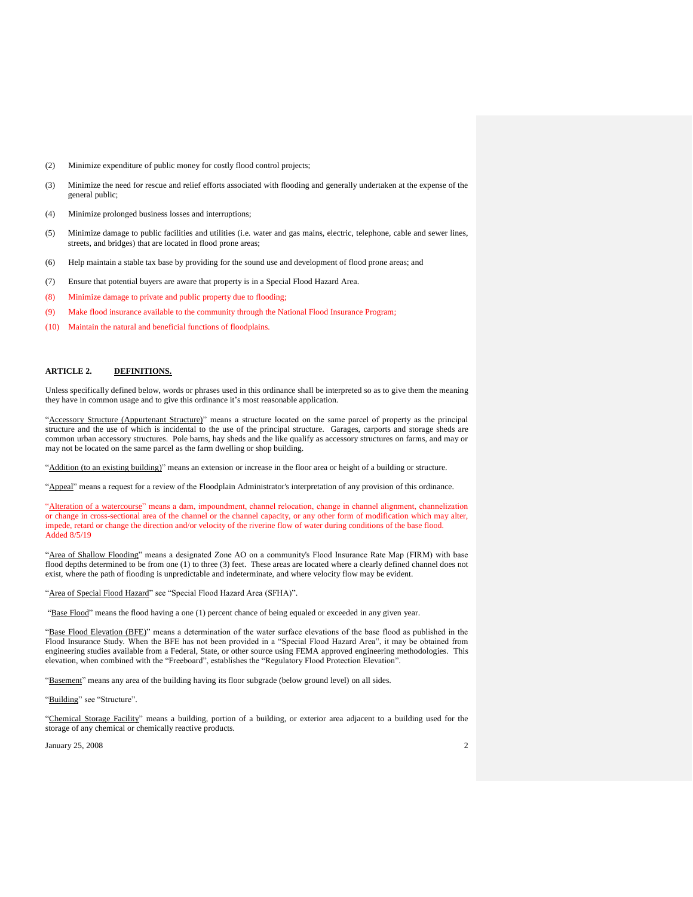(2) Minimize expenditure of public money for costly flood control projects;

(3) Minimize the need for rescue and relief efforts associated with flooding and generally undertaken at the expense of the general public;

(4) Minimize prolonged business losses and interruptions;

(5) Minimize damage to public facilities and utilities (i.e. water and gas mains, electric, telephone, cable and sewer lines, streets, and bridges) that are located in flood prone areas;

(6) Help maintain a stable tax base by providing for the sound use and development of flood prone areas; and

(7) Ensure that potential buyers are aware that property is in a Special Flood Hazard Area.

(8) Minimize damage to private and public property due to flooding;

(9) Make flood insurance available to the community through the National Flood Insurance Program;

(10) Maintain the natural and beneficial functions of floodplains.

## ARTICLE 2. DEFINITIONS.

Unless specifically defined below, words or phrases used in this ordinance shall be interpreted so as to give them the meaning they have in common usage and to give this ordinance it's most reasonable application.

"Accessory Structure (Appurtenant Structure)" means a structure located on the same parcel of property as the principal structure and the use of which is incidental to the use of the principal structure. Garages, carports and storage sheds are common urban accessory structures. Pole barns, hay sheds and the like qualify as accessory structures on farms, and may or may not be located on the same parcel as the farm dwelling or shop building.

"Addition (to an existing building)" means an extension or increase in the floor area or height of a building or structure.

"Appeal" means a request for a review of the Floodplain Administrator's interpretation of any provision of this ordinance.

"Alteration of a watercourse" means a dam, impoundment, channel relocation, change in channel alignment, channelization or change in cross-sectional area of the channel or the channel capacity, or any other form of modification which may alter, impede, retard or change the direction and/or velocity of the riverine flow of water during conditions of the base flood. Added 8/5/19

"Area of Shallow Flooding" means a designated Zone AO on a community's Flood Insurance Rate Map (FIRM) with base flood depths determined to be from one (1) to three (3) feet. These areas are located where a clearly defined channel does not exist, where the path of flooding is unpredictable and indeterminate, and where velocity flow may be evident.

"Area of Special Flood Hazard" see "Special Flood Hazard Area (SFHA)".

"Base Flood" means the flood having a one (1) percent chance of being equaled or exceeded in any given year.

"Base Flood Elevation (BFE)" means a determination of the water surface elevations of the base flood as published in the Flood Insurance Study. When the BFE has not been provided in a "Special Flood Hazard Area", it may be obtained from engineering studies available from a Federal, State, or other source using FEMA approved engineering methodologies. This elevation, when combined with the "Freeboard", establishes the "Regulatory Flood Protection Elevation".

"Basement" means any area of the building having its floor subgrade (below ground level) on all sides.

"Building" see "Structure".

"Chemical Storage Facility" means a building, portion of a building, or exterior area adjacent to a building used for the storage of any chemical or chemically reactive products.

January 25, 2008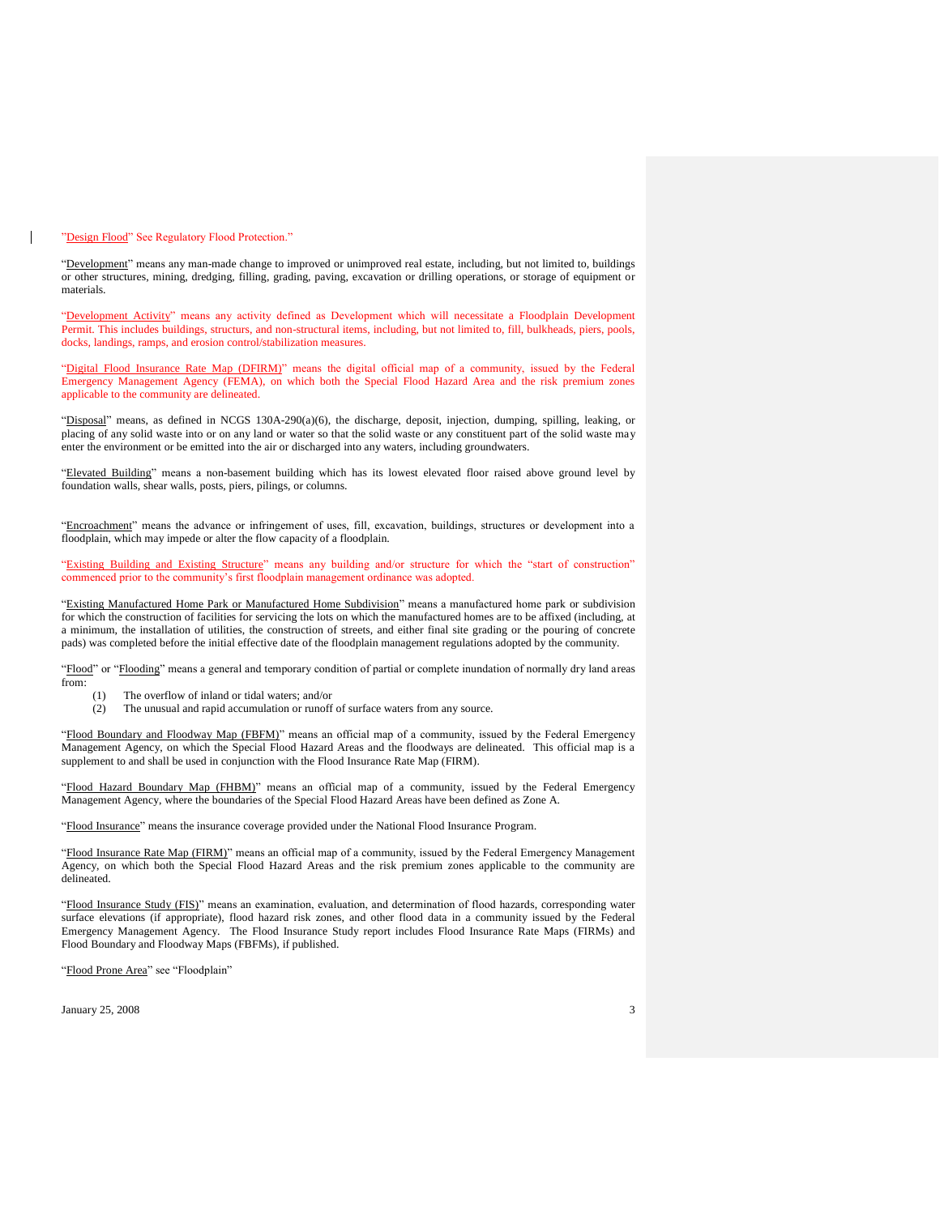"Design Flood" See Regulatory Flood Protection."

"Development" means any man-made change to improved or unimproved real estate, including, but not limited to, buildings or other structures, mining, dredging, filling, grading, paving, excavation or drilling operations, or storage of equipment or materials.

"Development Activity" means any activity defined as Development which will necessitate a Floodplain Development Permit. This includes buildings, structurs, and non-structural items, including, but not limited to, fill, bulkheads, piers, pools, docks, landings, ramps, and erosion control/stabilization measures.

"Digital Flood Insurance Rate Map (DFIRM)" means the digital official map of a community, issued by the Federal Emergency Management Agency (FEMA), on which both the Special Flood Hazard Area and the risk premium zones applicable to the community are delineated.

"Disposal" means, as defined in NCGS 130A-290(a)(6), the discharge, deposit, injection, dumping, spilling, leaking, or placing of any solid waste into or on any land or water so that the solid waste or any constituent part of the solid waste may enter the environment or be emitted into the air or discharged into any waters, including groundwaters.

"Elevated Building" means a non-basement building which has its lowest elevated floor raised above ground level by foundation walls, shear walls, posts, piers, pilings, or columns.

"Encroachment" means the advance or infringement of uses, fill, excavation, buildings, structures or development into a floodplain, which may impede or alter the flow capacity of a floodplain.

"Existing Building and Existing Structure" means any building and/or structure for which the "start of construction" commenced prior to the community's first floodplain management ordinance was adopted.

"Existing Manufactured Home Park or Manufactured Home Subdivision" means a manufactured home park or subdivision for which the construction of facilities for servicing the lots on which the manufactured homes are to be affixed (including, at a minimum, the installation of utilities, the construction of streets, and either final site grading or the pouring of concrete pads) was completed before the initial effective date of the floodplain management regulations adopted by the community.

"Flood" or "Flooding" means a general and temporary condition of partial or complete inundation of normally dry land areas from:

(1) The overflow of inland or tidal waters; and/or
(2) The unusual and rapid accumulation or runoff of surface waters from any source.

"Flood Boundary and Floodway Map (FBFM)" means an official map of a community, issued by the Federal Emergency Management Agency, on which the Special Flood Hazard Areas and the floodways are delineated. This official map is a supplement to and shall be used in conjunction with the Flood Insurance Rate Map (FIRM).

"Flood Hazard Boundary Map (FHBM)" means an official map of a community, issued by the Federal Emergency Management Agency, where the boundaries of the Special Flood Hazard Areas have been defined as Zone A.

"Flood Insurance" means the insurance coverage provided under the National Flood Insurance Program.

"Flood Insurance Rate Map (FIRM)" means an official map of a community, issued by the Federal Emergency Management Agency, on which both the Special Flood Hazard Areas and the risk premium zones applicable to the community are delineated.

"Flood Insurance Study (FIS)" means an examination, evaluation, and determination of flood hazards, corresponding water surface elevations (if appropriate), flood hazard risk zones, and other flood data in a community issued by the Federal Emergency Management Agency. The Flood Insurance Study report includes Flood Insurance Rate Maps (FIRMs) and Flood Boundary and Floodway Maps (FBFMs), if published.

"Flood Prone Area" see "Floodplain"

January 25, 2008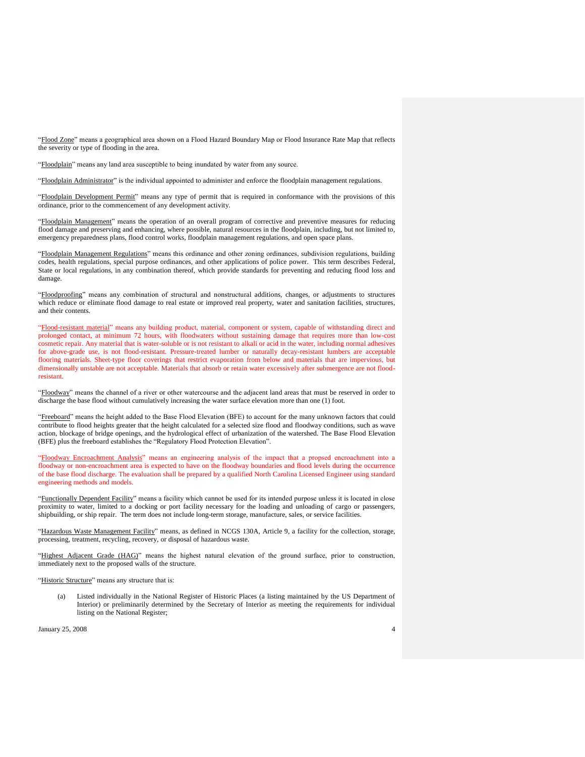"Flood Zone" means a geographical area shown on a Flood Hazard Boundary Map or Flood Insurance Rate Map that reflects the severity or type of flooding in the area.

"Floodplain" means any land area susceptible to being inundated by water from any source.

"Floodplain Administrator" is the individual appointed to administer and enforce the floodplain management regulations.

"Floodplain Development Permit" means any type of permit that is required in conformance with the provisions of this ordinance, prior to the commencement of any development activity.

"Floodplain Management" means the operation of an overall program of corrective and preventive measures for reducing flood damage and preserving and enhancing, where possible, natural resources in the floodplain, including, but not limited to, emergency preparedness plans, flood control works, floodplain management regulations, and open space plans.

"Floodplain Management Regulations" means this ordinance and other zoning ordinances, subdivision regulations, building codes, health regulations, special purpose ordinances, and other applications of police power. This term describes Federal, State or local regulations, in any combination thereof, which provide standards for preventing and reducing flood loss and damage.

"Floodproofing" means any combination of structural and nonstructural additions, changes, or adjustments to structures which reduce or eliminate flood damage to real estate or improved real property, water and sanitation facilities, structures, and their contents.

"Flood-resistant material" means any building product, material, component or system, capable of withstanding direct and prolonged contact, at minimum 72 hours, with floodwaters without sustaining damage that requires more than low-cost cosmetic repair. Any material that is water-soluble or is not resistant to alkali or acid in the water, including normal adhesives for above-grade use, is not flood-resistant. Pressure-treated lumber or naturally decay-resistant lumbers are acceptable flooring materials. Sheet-type floor coverings that restrict evaporation from below and materials that are impervious, but dimensionally unstable are not acceptable. Materials that absorb or retain water excessively after submergence are not flood-resistant.

"Floodway" means the channel of a river or other watercourse and the adjacent land areas that must be reserved in order to discharge the base flood without cumulatively increasing the water surface elevation more than one (1) foot.

"Freeboard" means the height added to the Base Flood Elevation (BFE) to account for the many unknown factors that could contribute to flood heights greater that the height calculated for a selected size flood and floodway conditions, such as wave action, blockage of bridge openings, and the hydrological effect of urbanization of the watershed. The Base Flood Elevation (BFE) plus the freeboard establishes the "Regulatory Flood Protection Elevation".

"Floodway Encroachment Analysis" means an engineering analysis of the impact that a propsed encroachment into a floodway or non-encroachment area is expected to have on the floodway boundaries and flood levels during the occurrence of the base flood discharge. The evaluation shall be prepared by a qualified North Carolina Licensed Engineer using standard engineering methods and models.

"Functionally Dependent Facility" means a facility which cannot be used for its intended purpose unless it is located in close proximity to water, limited to a docking or port facility necessary for the loading and unloading of cargo or passengers, shipbuilding, or ship repair. The term does not include long-term storage, manufacture, sales, or service facilities.

"Hazardous Waste Management Facility" means, as defined in NCGS 130A, Article 9, a facility for the collection, storage, processing, treatment, recycling, recovery, or disposal of hazardous waste.

"Highest Adjacent Grade (HAG)" means the highest natural elevation of the ground surface, prior to construction, immediately next to the proposed walls of the structure.

"Historic Structure" means any structure that is:

(a) Listed individually in the National Register of Historic Places (a listing maintained by the US Department of Interior) or preliminarily determined by the Secretary of Interior as meeting the requirements for individual listing on the National Register;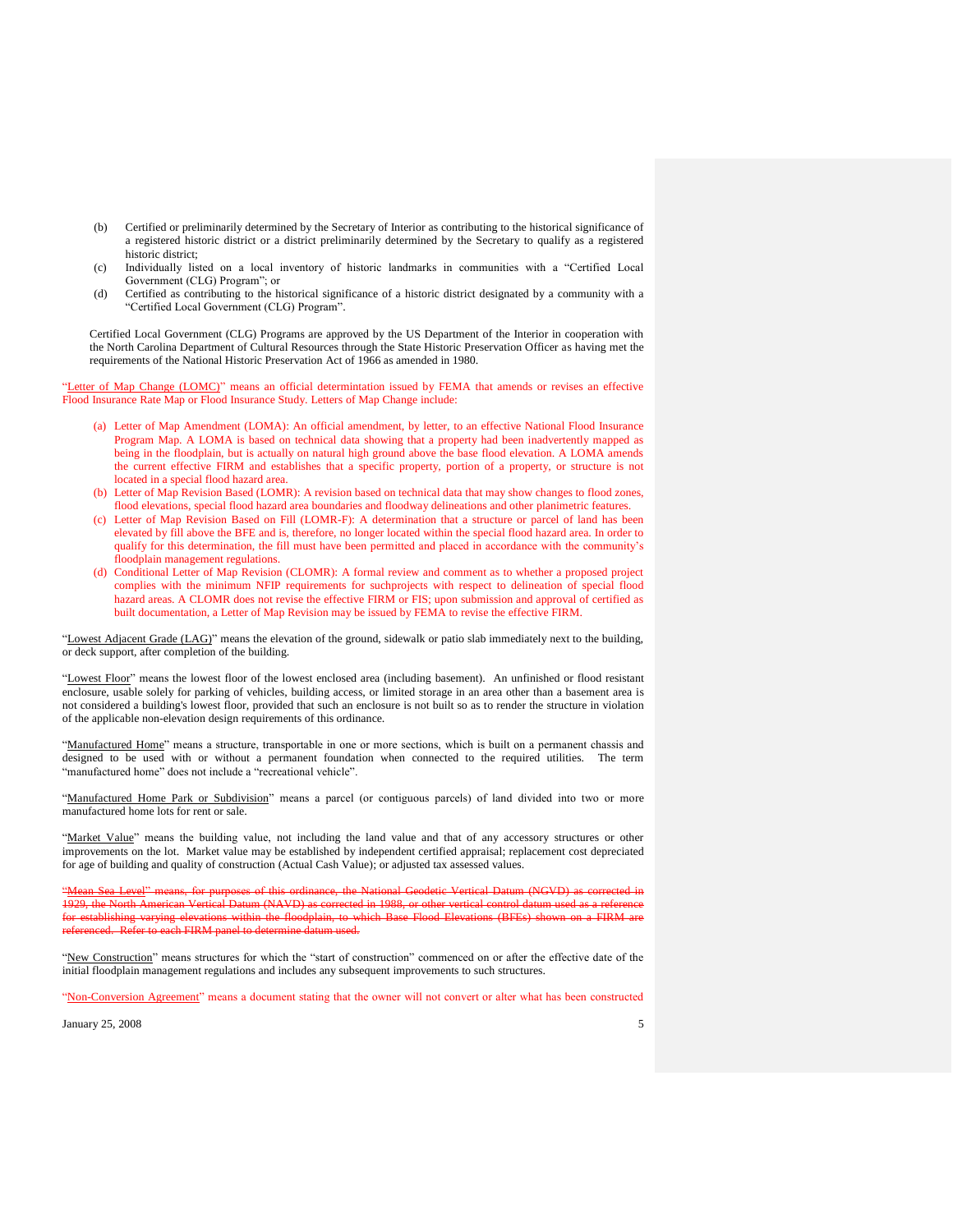(b) Certified or preliminarily determined by the Secretary of Interior as contributing to the historical significance of a registered historic district or a district preliminarily determined by the Secretary to qualify as a registered historic district;

(c) Individually listed on a local inventory of historic landmarks in communities with a "Certified Local Government (CLG) Program"; or

(d) Certified as contributing to the historical significance of a historic district designated by a community with a "Certified Local Government (CLG) Program".

Certified Local Government (CLG) Programs are approved by the US Department of the Interior in cooperation with the North Carolina Department of Cultural Resources through the State Historic Preservation Officer as having met the requirements of the National Historic Preservation Act of 1966 as amended in 1980.

"Letter of Map Change (LOMC)" means an official determintation issued by FEMA that amends or revises an effective Flood Insurance Rate Map or Flood Insurance Study. Letters of Map Change include:

(a) Letter of Map Amendment (LOMA): An official amendment, by letter, to an effective National Flood Insurance Program Map. A LOMA is based on technical data showing that a property had been inadvertently mapped as being in the floodplain, but is actually on natural high ground above the base flood elevation. A LOMA amends the current effective FIRM and establishes that a specific property, portion of a property, or structure is not located in a special flood hazard area.

(b) Letter of Map Revision Based (LOMR): A revision based on technical data that may show changes to flood zones, flood elevations, special flood hazard area boundaries and floodway delineations and other planimetric features.

(c) Letter of Map Revision Based on Fill (LOMR-F): A determination that a structure or parcel of land has been elevated by fill above the BFE and is, therefore, no longer located within the special flood hazard area. In order to qualify for this determination, the fill must have been permitted and placed in accordance with the community's floodplain management regulations.

(d) Conditional Letter of Map Revision (CLOMR): A formal review and comment as to whether a proposed project complies with the minimum NFIP requirements for suchprojects with respect to delineation of special flood hazard areas. A CLOMR does not revise the effective FIRM or FIS; upon submission and approval of certified as built documentation, a Letter of Map Revision may be issued by FEMA to revise the effective FIRM.

"Lowest Adjacent Grade (LAG)" means the elevation of the ground, sidewalk or patio slab immediately next to the building, or deck support, after completion of the building.

"Lowest Floor" means the lowest floor of the lowest enclosed area (including basement). An unfinished or flood resistant enclosure, usable solely for parking of vehicles, building access, or limited storage in an area other than a basement area is not considered a building's lowest floor, provided that such an enclosure is not built so as to render the structure in violation of the applicable non-elevation design requirements of this ordinance.

"Manufactured Home" means a structure, transportable in one or more sections, which is built on a permanent chassis and designed to be used with or without a permanent foundation when connected to the required utilities. The term "manufactured home" does not include a "recreational vehicle".

"Manufactured Home Park or Subdivision" means a parcel (or contiguous parcels) of land divided into two or more manufactured home lots for rent or sale.

"Market Value" means the building value, not including the land value and that of any accessory structures or other improvements on the lot. Market value may be established by independent certified appraisal; replacement cost depreciated for age of building and quality of construction (Actual Cash Value); or adjusted tax assessed values.

~~"Mean Sea Level" means, for purposes of this ordinance, the National Geodetic Vertical Datum (NGVD) as corrected in 1929, the North American Vertical Datum (NAVD) as corrected in 1988, or other vertical control datum used as a reference for establishing varying elevations within the floodplain, to which Base Flood Elevations (BFEs) shown on a FIRM are referenced. Refer to each FIRM panel to determine datum used.~~

"New Construction" means structures for which the "start of construction" commenced on or after the effective date of the initial floodplain management regulations and includes any subsequent improvements to such structures.

"Non-Conversion Agreement" means a document stating that the owner will not convert or alter what has been constructed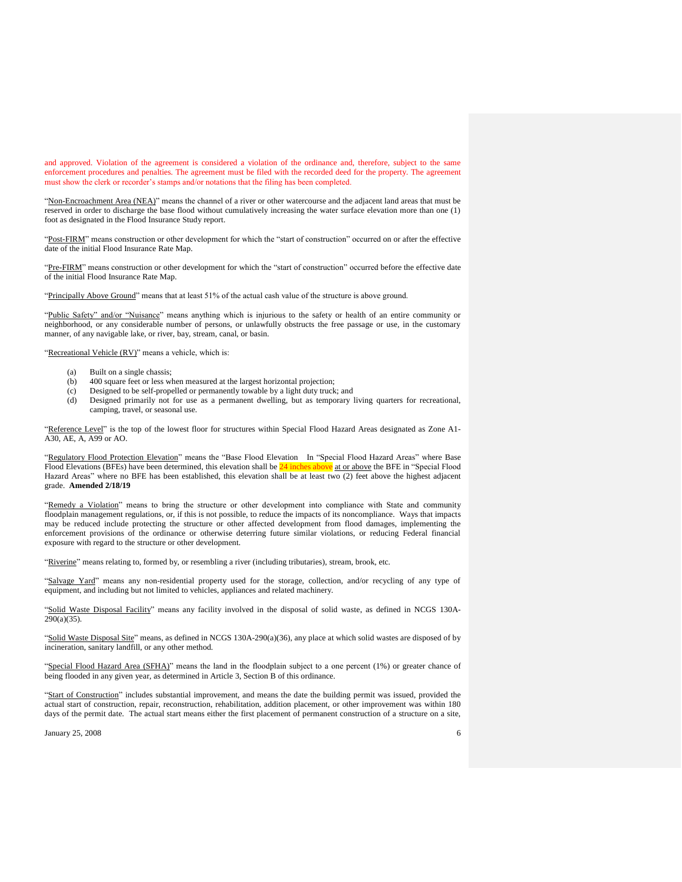and approved. Violation of the agreement is considered a violation of the ordinance and, therefore, subject to the same enforcement procedures and penalties. The agreement must be filed with the recorded deed for the property. The agreement must show the clerk or recorder's stamps and/or notations that the filing has been completed.

"Non-Encroachment Area (NEA)" means the channel of a river or other watercourse and the adjacent land areas that must be reserved in order to discharge the base flood without cumulatively increasing the water surface elevation more than one (1) foot as designated in the Flood Insurance Study report.

"Post-FIRM" means construction or other development for which the "start of construction" occurred on or after the effective date of the initial Flood Insurance Rate Map.

"Pre-FIRM" means construction or other development for which the "start of construction" occurred before the effective date of the initial Flood Insurance Rate Map.

"Principally Above Ground" means that at least 51% of the actual cash value of the structure is above ground.

"Public Safety" and/or "Nuisance" means anything which is injurious to the safety or health of an entire community or neighborhood, or any considerable number of persons, or unlawfully obstructs the free passage or use, in the customary manner, of any navigable lake, or river, bay, stream, canal, or basin.

"Recreational Vehicle (RV)" means a vehicle, which is:

(a) Built on a single chassis;
(b) 400 square feet or less when measured at the largest horizontal projection;
(c) Designed to be self-propelled or permanently towable by a light duty truck; and
(d) Designed primarily not for use as a permanent dwelling, but as temporary living quarters for recreational, camping, travel, or seasonal use.

"Reference Level" is the top of the lowest floor for structures within Special Flood Hazard Areas designated as Zone A1-A30, AE, A, A99 or AO.

"Regulatory Flood Protection Elevation" means the "Base Flood Elevation In "Special Flood Hazard Areas" where Base Flood Elevations (BFEs) have been determined, this elevation shall be 24 inches above at or above the BFE in "Special Flood Hazard Areas" where no BFE has been established, this elevation shall be at least two (2) feet above the highest adjacent grade. **Amended 2/18/19**

"Remedy a Violation" means to bring the structure or other development into compliance with State and community floodplain management regulations, or, if this is not possible, to reduce the impacts of its noncompliance. Ways that impacts may be reduced include protecting the structure or other affected development from flood damages, implementing the enforcement provisions of the ordinance or otherwise deterring future similar violations, or reducing Federal financial exposure with regard to the structure or other development.

"Riverine" means relating to, formed by, or resembling a river (including tributaries), stream, brook, etc.

"Salvage Yard" means any non-residential property used for the storage, collection, and/or recycling of any type of equipment, and including but not limited to vehicles, appliances and related machinery.

"Solid Waste Disposal Facility" means any facility involved in the disposal of solid waste, as defined in NCGS 130A-290(a)(35).

"Solid Waste Disposal Site" means, as defined in NCGS 130A-290(a)(36), any place at which solid wastes are disposed of by incineration, sanitary landfill, or any other method.

"Special Flood Hazard Area (SFHA)" means the land in the floodplain subject to a one percent (1%) or greater chance of being flooded in any given year, as determined in Article 3, Section B of this ordinance.

"Start of Construction" includes substantial improvement, and means the date the building permit was issued, provided the actual start of construction, repair, reconstruction, rehabilitation, addition placement, or other improvement was within 180 days of the permit date. The actual start means either the first placement of permanent construction of a structure on a site,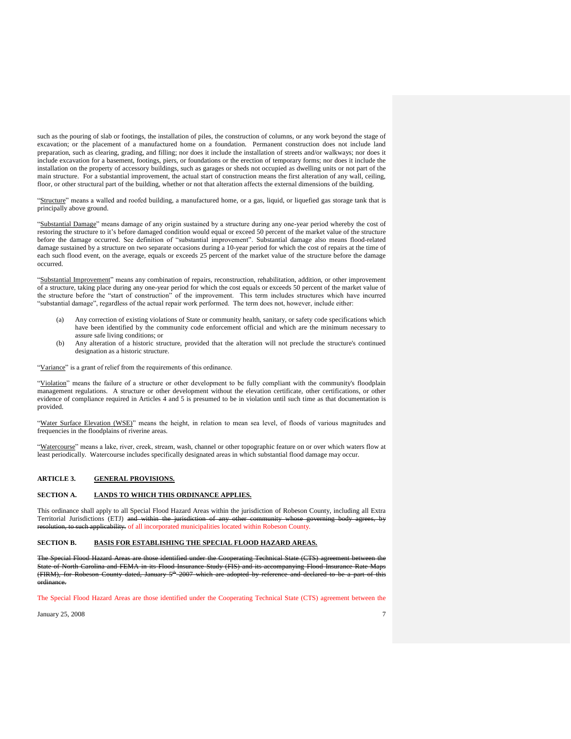such as the pouring of slab or footings, the installation of piles, the construction of columns, or any work beyond the stage of excavation; or the placement of a manufactured home on a foundation. Permanent construction does not include land preparation, such as clearing, grading, and filling; nor does it include the installation of streets and/or walkways; nor does it include excavation for a basement, footings, piers, or foundations or the erection of temporary forms; nor does it include the installation on the property of accessory buildings, such as garages or sheds not occupied as dwelling units or not part of the main structure. For a substantial improvement, the actual start of construction means the first alteration of any wall, ceiling, floor, or other structural part of the building, whether or not that alteration affects the external dimensions of the building.

"Structure" means a walled and roofed building, a manufactured home, or a gas, liquid, or liquefied gas storage tank that is principally above ground.

"Substantial Damage" means damage of any origin sustained by a structure during any one-year period whereby the cost of restoring the structure to it's before damaged condition would equal or exceed 50 percent of the market value of the structure before the damage occurred. See definition of "substantial improvement". Substantial damage also means flood-related damage sustained by a structure on two separate occasions during a 10-year period for which the cost of repairs at the time of each such flood event, on the average, equals or exceeds 25 percent of the market value of the structure before the damage occurred.

"Substantial Improvement" means any combination of repairs, reconstruction, rehabilitation, addition, or other improvement of a structure, taking place during any one-year period for which the cost equals or exceeds 50 percent of the market value of the structure before the "start of construction" of the improvement. This term includes structures which have incurred "substantial damage", regardless of the actual repair work performed. The term does not, however, include either:

(a) Any correction of existing violations of State or community health, sanitary, or safety code specifications which have been identified by the community code enforcement official and which are the minimum necessary to assure safe living conditions; or

(b) Any alteration of a historic structure, provided that the alteration will not preclude the structure's continued designation as a historic structure.

"Variance" is a grant of relief from the requirements of this ordinance.

"Violation" means the failure of a structure or other development to be fully compliant with the community's floodplain management regulations. A structure or other development without the elevation certificate, other certifications, or other evidence of compliance required in Articles 4 and 5 is presumed to be in violation until such time as that documentation is provided.

"Water Surface Elevation (WSE)" means the height, in relation to mean sea level, of floods of various magnitudes and frequencies in the floodplains of riverine areas.

"Watercourse" means a lake, river, creek, stream, wash, channel or other topographic feature on or over which waters flow at least periodically. Watercourse includes specifically designated areas in which substantial flood damage may occur.

## ARTICLE 3. GENERAL PROVISIONS.

### SECTION A. LANDS TO WHICH THIS ORDINANCE APPLIES.

This ordinance shall apply to all Special Flood Hazard Areas within the jurisdiction of Robeson County, including all Extra Territorial Jurisdictions (ETJ) ~~and within the jurisdiction of any other community whose governing body agrees, by resolution, to such applicability.~~ of all incorporated municipalities located within Robeson County.

### SECTION B. BASIS FOR ESTABLISHING THE SPECIAL FLOOD HAZARD AREAS.

~~The Special Flood Hazard Areas are those identified under the Cooperating Technical State (CTS) agreement between the State of North Carolina and FEMA in its Flood Insurance Study (FIS) and its accompanying Flood Insurance Rate Maps (FIRM), for Robeson County dated, January 5th 2007 which are adopted by reference and declared to be a part of this ordinance.~~

The Special Flood Hazard Areas are those identified under the Cooperating Technical State (CTS) agreement between the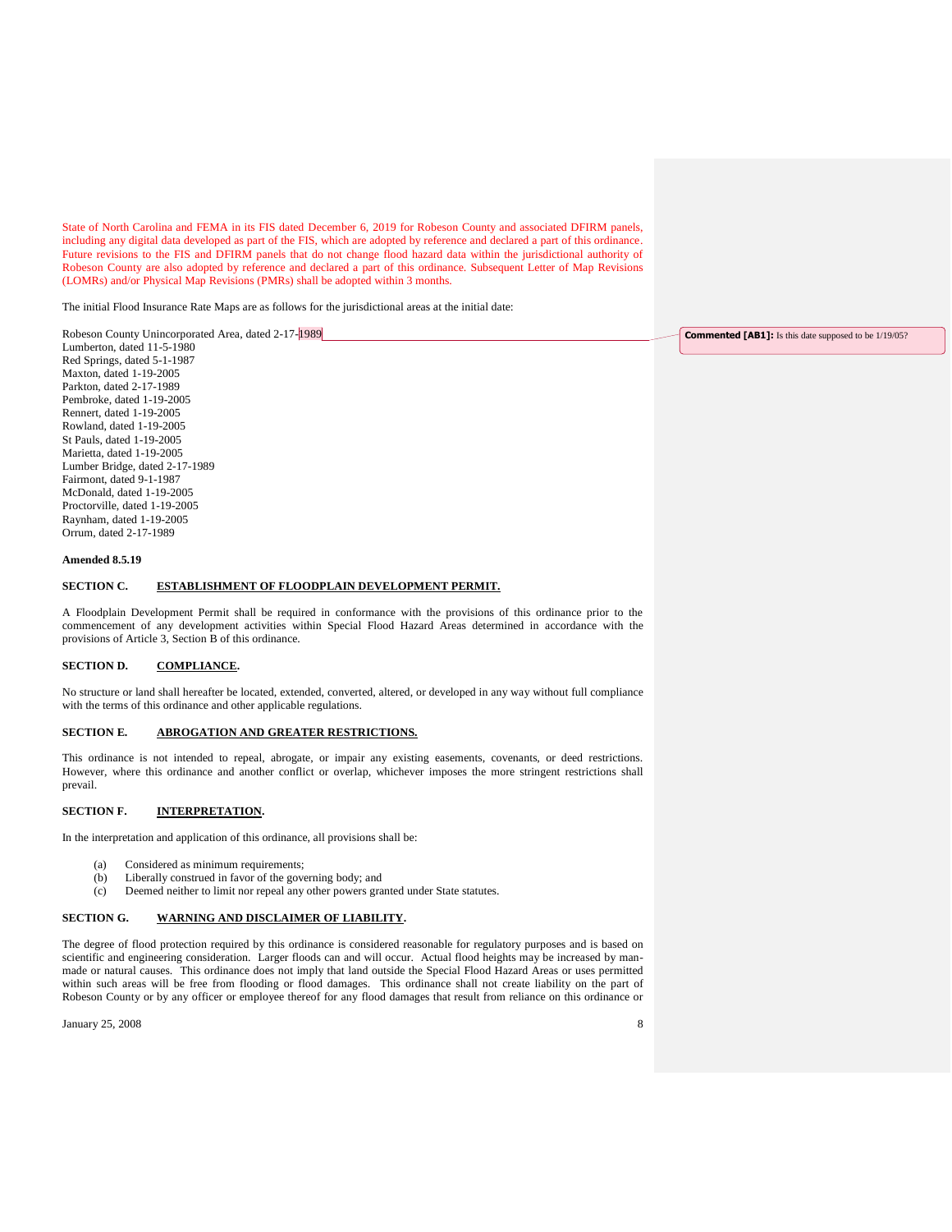State of North Carolina and FEMA in its FIS dated December 6, 2019 for Robeson County and associated DFIRM panels, including any digital data developed as part of the FIS, which are adopted by reference and declared a part of this ordinance. Future revisions to the FIS and DFIRM panels that do not change flood hazard data within the jurisdictional authority of Robeson County are also adopted by reference and declared a part of this ordinance. Subsequent Letter of Map Revisions (LOMRs) and/or Physical Map Revisions (PMRs) shall be adopted within 3 months.

The initial Flood Insurance Rate Maps are as follows for the jurisdictional areas at the initial date:

Robeson County Unincorporated Area, dated 2-17-1989
Lumberton, dated 11-5-1980
Red Springs, dated 5-1-1987
Maxton, dated 1-19-2005
Parkton, dated 2-17-1989
Pembroke, dated 1-19-2005
Rennert, dated 1-19-2005
Rowland, dated 1-19-2005
St Pauls, dated 1-19-2005
Marietta, dated 1-19-2005
Lumber Bridge, dated 2-17-1989
Fairmont, dated 9-1-1987
McDonald, dated 1-19-2005
Proctorville, dated 1-19-2005
Raynham, dated 1-19-2005
Orrum, dated 2-17-1989

**Commented [AB1]:** Is this date supposed to be 1/19/05?

**Amended 8.5.19**

**SECTION C. ESTABLISHMENT OF FLOODPLAIN DEVELOPMENT PERMIT.**

A Floodplain Development Permit shall be required in conformance with the provisions of this ordinance prior to the commencement of any development activities within Special Flood Hazard Areas determined in accordance with the provisions of Article 3, Section B of this ordinance.

**SECTION D. COMPLIANCE.**

No structure or land shall hereafter be located, extended, converted, altered, or developed in any way without full compliance with the terms of this ordinance and other applicable regulations.

**SECTION E. ABROGATION AND GREATER RESTRICTIONS.**

This ordinance is not intended to repeal, abrogate, or impair any existing easements, covenants, or deed restrictions. However, where this ordinance and another conflict or overlap, whichever imposes the more stringent restrictions shall prevail.

**SECTION F. INTERPRETATION.**

In the interpretation and application of this ordinance, all provisions shall be:

(a) Considered as minimum requirements;
(b) Liberally construed in favor of the governing body; and
(c) Deemed neither to limit nor repeal any other powers granted under State statutes.

**SECTION G. WARNING AND DISCLAIMER OF LIABILITY.**

The degree of flood protection required by this ordinance is considered reasonable for regulatory purposes and is based on scientific and engineering consideration. Larger floods can and will occur. Actual flood heights may be increased by man-made or natural causes. This ordinance does not imply that land outside the Special Flood Hazard Areas or uses permitted within such areas will be free from flooding or flood damages. This ordinance shall not create liability on the part of Robeson County or by any officer or employee thereof for any flood damages that result from reliance on this ordinance or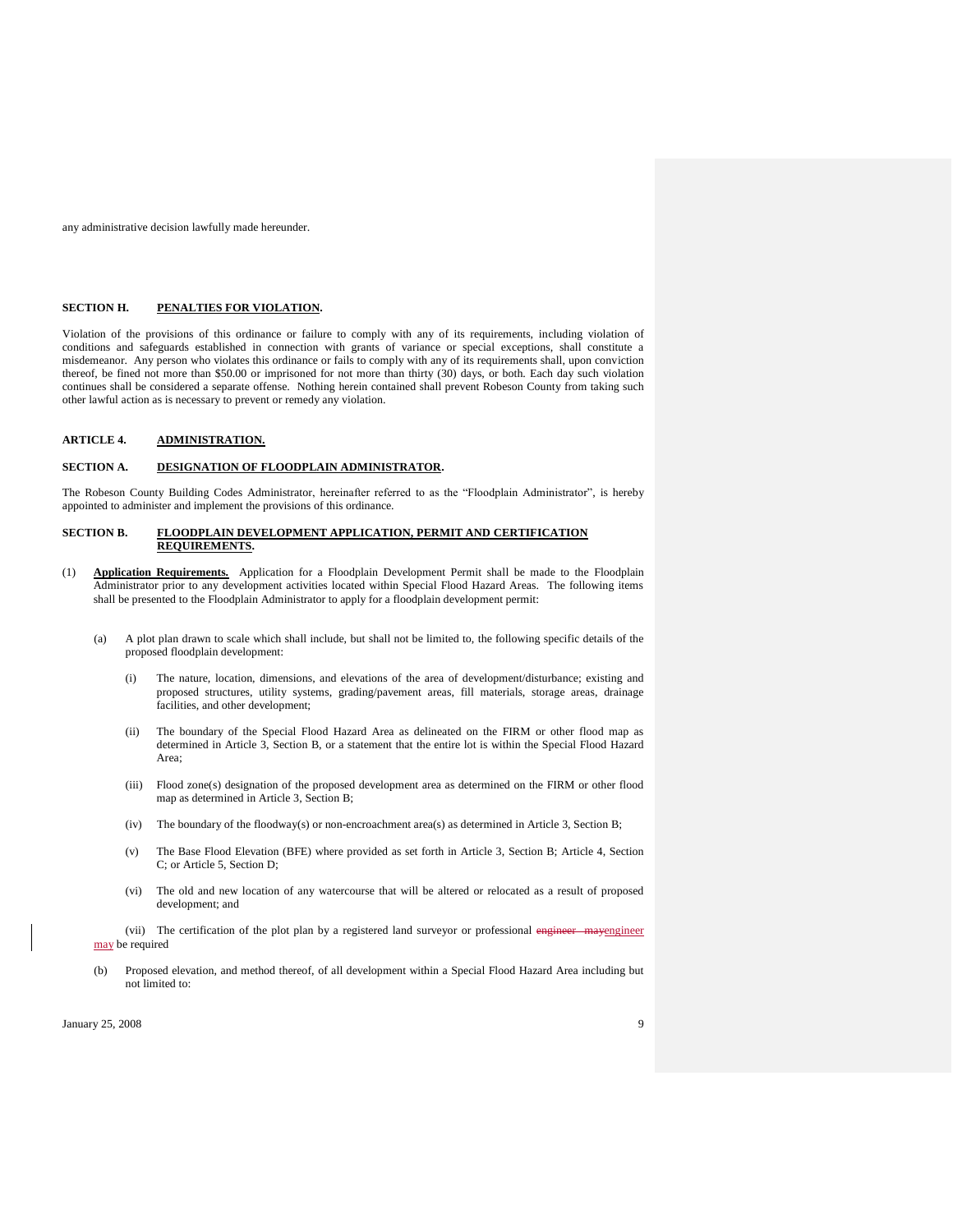any administrative decision lawfully made hereunder.

### SECTION H. PENALTIES FOR VIOLATION.

Violation of the provisions of this ordinance or failure to comply with any of its requirements, including violation of conditions and safeguards established in connection with grants of variance or special exceptions, shall constitute a misdemeanor. Any person who violates this ordinance or fails to comply with any of its requirements shall, upon conviction thereof, be fined not more than $50.00 or imprisoned for not more than thirty (30) days, or both. Each day such violation continues shall be considered a separate offense. Nothing herein contained shall prevent Robeson County from taking such other lawful action as is necessary to prevent or remedy any violation.

## ARTICLE 4. ADMINISTRATION.

### SECTION A. DESIGNATION OF FLOODPLAIN ADMINISTRATOR.

The Robeson County Building Codes Administrator, hereinafter referred to as the "Floodplain Administrator", is hereby appointed to administer and implement the provisions of this ordinance.

### SECTION B. FLOODPLAIN DEVELOPMENT APPLICATION, PERMIT AND CERTIFICATION REQUIREMENTS.

(1) **Application Requirements.** Application for a Floodplain Development Permit shall be made to the Floodplain Administrator prior to any development activities located within Special Flood Hazard Areas. The following items shall be presented to the Floodplain Administrator to apply for a floodplain development permit:

(a) A plot plan drawn to scale which shall include, but shall not be limited to, the following specific details of the proposed floodplain development:

(i) The nature, location, dimensions, and elevations of the area of development/disturbance; existing and proposed structures, utility systems, grading/pavement areas, fill materials, storage areas, drainage facilities, and other development;

(ii) The boundary of the Special Flood Hazard Area as delineated on the FIRM or other flood map as determined in Article 3, Section B, or a statement that the entire lot is within the Special Flood Hazard Area;

(iii) Flood zone(s) designation of the proposed development area as determined on the FIRM or other flood map as determined in Article 3, Section B;

(iv) The boundary of the floodway(s) or non-encroachment area(s) as determined in Article 3, Section B;

(v) The Base Flood Elevation (BFE) where provided as set forth in Article 3, Section B; Article 4, Section C; or Article 5, Section D;

(vi) The old and new location of any watercourse that will be altered or relocated as a result of proposed development; and

(vii) The certification of the plot plan by a registered land surveyor or professional ~~engineer may~~engineer may be required

(b) Proposed elevation, and method thereof, of all development within a Special Flood Hazard Area including but not limited to: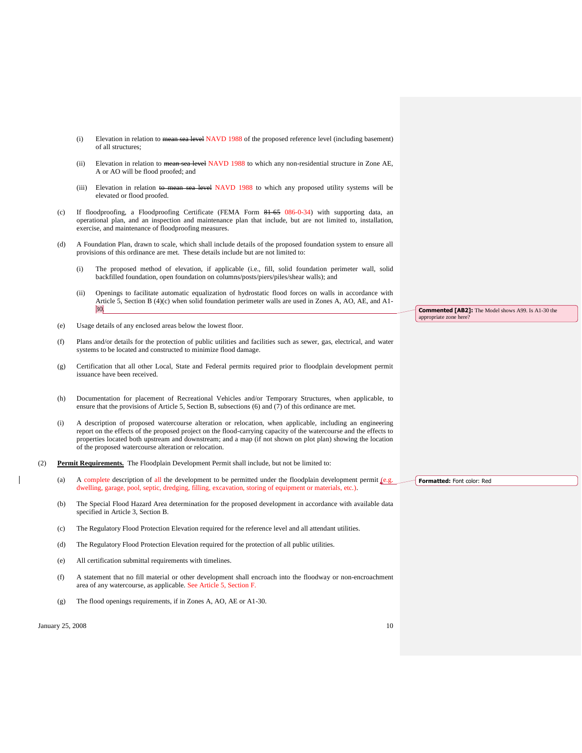(i) Elevation in relation to ~~mean sea level~~ NAVD 1988 of the proposed reference level (including basement) of all structures;

(ii) Elevation in relation to ~~mean sea level~~ NAVD 1988 to which any non-residential structure in Zone AE, A or AO will be flood proofed; and

(iii) Elevation in relation ~~to mean sea level~~ NAVD 1988 to which any proposed utility systems will be elevated or flood proofed.

(c) If floodproofing, a Floodproofing Certificate (FEMA Form ~~81-65~~ 086-0-34) with supporting data, an operational plan, and an inspection and maintenance plan that include, but are not limited to, installation, exercise, and maintenance of floodproofing measures.

(d) A Foundation Plan, drawn to scale, which shall include details of the proposed foundation system to ensure all provisions of this ordinance are met. These details include but are not limited to:

(i) The proposed method of elevation, if applicable (i.e., fill, solid foundation perimeter wall, solid backfilled foundation, open foundation on columns/posts/piers/piles/shear walls); and

(ii) Openings to facilitate automatic equalization of hydrostatic flood forces on walls in accordance with Article 5, Section B (4)(c) when solid foundation perimeter walls are used in Zones A, AO, AE, and A1-30

> **Commented [AB2]:** The Model shows A99. Is A1-30 the appropriate zone here?

(e) Usage details of any enclosed areas below the lowest floor.

(f) Plans and/or details for the protection of public utilities and facilities such as sewer, gas, electrical, and water systems to be located and constructed to minimize flood damage.

(g) Certification that all other Local, State and Federal permits required prior to floodplain development permit issuance have been received.

(h) Documentation for placement of Recreational Vehicles and/or Temporary Structures, when applicable, to ensure that the provisions of Article 5, Section B, subsections (6) and (7) of this ordinance are met.

(i) A description of proposed watercourse alteration or relocation, when applicable, including an engineering report on the effects of the proposed project on the flood-carrying capacity of the watercourse and the effects to properties located both upstream and downstream; and a map (if not shown on plot plan) showing the location of the proposed watercourse alteration or relocation.

(2) **Permit Requirements.** The Floodplain Development Permit shall include, but not be limited to:

(a) A complete description of all the development to be permitted under the floodplain development permit (e.g. dwelling, garage, pool, septic, dredging, filling, excavation, storing of equipment or materials, etc.).

> **Formatted:** Font color: Red

(b) The Special Flood Hazard Area determination for the proposed development in accordance with available data specified in Article 3, Section B.

(c) The Regulatory Flood Protection Elevation required for the reference level and all attendant utilities.

(d) The Regulatory Flood Protection Elevation required for the protection of all public utilities.

(e) All certification submittal requirements with timelines.

(f) A statement that no fill material or other development shall encroach into the floodway or non-encroachment area of any watercourse, as applicable. See Article 5, Section F.

(g) The flood openings requirements, if in Zones A, AO, AE or A1-30.

January 25, 2008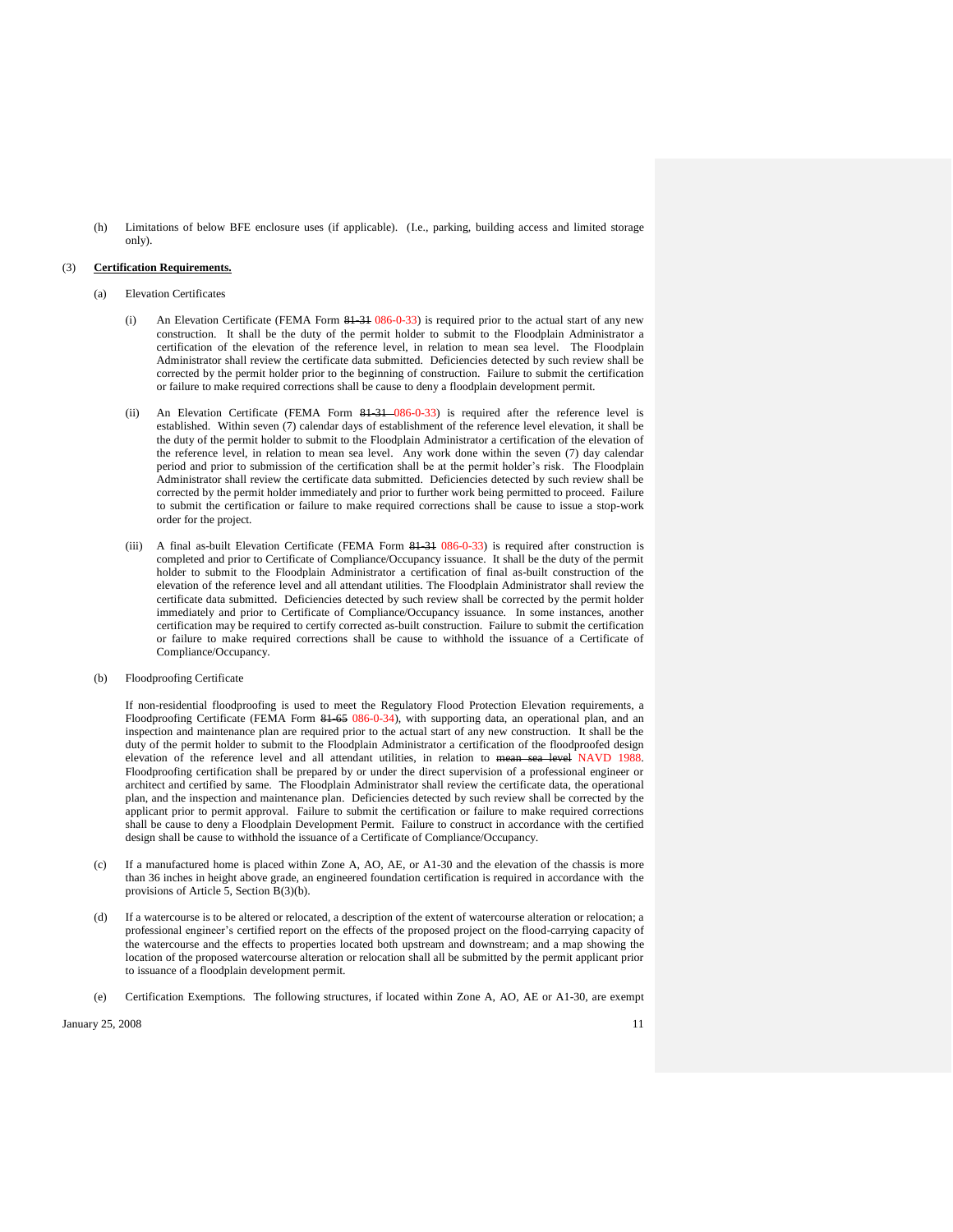(h) Limitations of below BFE enclosure uses (if applicable). (I.e., parking, building access and limited storage only).

(3) **<u>Certification Requirements.</u>**

(a) Elevation Certificates

(i) An Elevation Certificate (FEMA Form ~~81-31~~ 086-0-33) is required prior to the actual start of any new construction. It shall be the duty of the permit holder to submit to the Floodplain Administrator a certification of the elevation of the reference level, in relation to mean sea level. The Floodplain Administrator shall review the certificate data submitted. Deficiencies detected by such review shall be corrected by the permit holder prior to the beginning of construction. Failure to submit the certification or failure to make required corrections shall be cause to deny a floodplain development permit.

(ii) An Elevation Certificate (FEMA Form ~~81-31~~ 086-0-33) is required after the reference level is established. Within seven (7) calendar days of establishment of the reference level elevation, it shall be the duty of the permit holder to submit to the Floodplain Administrator a certification of the elevation of the reference level, in relation to mean sea level. Any work done within the seven (7) day calendar period and prior to submission of the certification shall be at the permit holder's risk. The Floodplain Administrator shall review the certificate data submitted. Deficiencies detected by such review shall be corrected by the permit holder immediately and prior to further work being permitted to proceed. Failure to submit the certification or failure to make required corrections shall be cause to issue a stop-work order for the project.

(iii) A final as-built Elevation Certificate (FEMA Form ~~81-31~~ 086-0-33) is required after construction is completed and prior to Certificate of Compliance/Occupancy issuance. It shall be the duty of the permit holder to submit to the Floodplain Administrator a certification of final as-built construction of the elevation of the reference level and all attendant utilities. The Floodplain Administrator shall review the certificate data submitted. Deficiencies detected by such review shall be corrected by the permit holder immediately and prior to Certificate of Compliance/Occupancy issuance. In some instances, another certification may be required to certify corrected as-built construction. Failure to submit the certification or failure to make required corrections shall be cause to withhold the issuance of a Certificate of Compliance/Occupancy.

(b) Floodproofing Certificate

If non-residential floodproofing is used to meet the Regulatory Flood Protection Elevation requirements, a Floodproofing Certificate (FEMA Form ~~81-65~~ 086-0-34), with supporting data, an operational plan, and an inspection and maintenance plan are required prior to the actual start of any new construction. It shall be the duty of the permit holder to submit to the Floodplain Administrator a certification of the floodproofed design elevation of the reference level and all attendant utilities, in relation to ~~mean sea level~~ NAVD 1988. Floodproofing certification shall be prepared by or under the direct supervision of a professional engineer or architect and certified by same. The Floodplain Administrator shall review the certificate data, the operational plan, and the inspection and maintenance plan. Deficiencies detected by such review shall be corrected by the applicant prior to permit approval. Failure to submit the certification or failure to make required corrections shall be cause to deny a Floodplain Development Permit. Failure to construct in accordance with the certified design shall be cause to withhold the issuance of a Certificate of Compliance/Occupancy.

(c) If a manufactured home is placed within Zone A, AO, AE, or A1-30 and the elevation of the chassis is more than 36 inches in height above grade, an engineered foundation certification is required in accordance with the provisions of Article 5, Section B(3)(b).

(d) If a watercourse is to be altered or relocated, a description of the extent of watercourse alteration or relocation; a professional engineer's certified report on the effects of the proposed project on the flood-carrying capacity of the watercourse and the effects to properties located both upstream and downstream; and a map showing the location of the proposed watercourse alteration or relocation shall all be submitted by the permit applicant prior to issuance of a floodplain development permit.

(e) Certification Exemptions. The following structures, if located within Zone A, AO, AE or A1-30, are exempt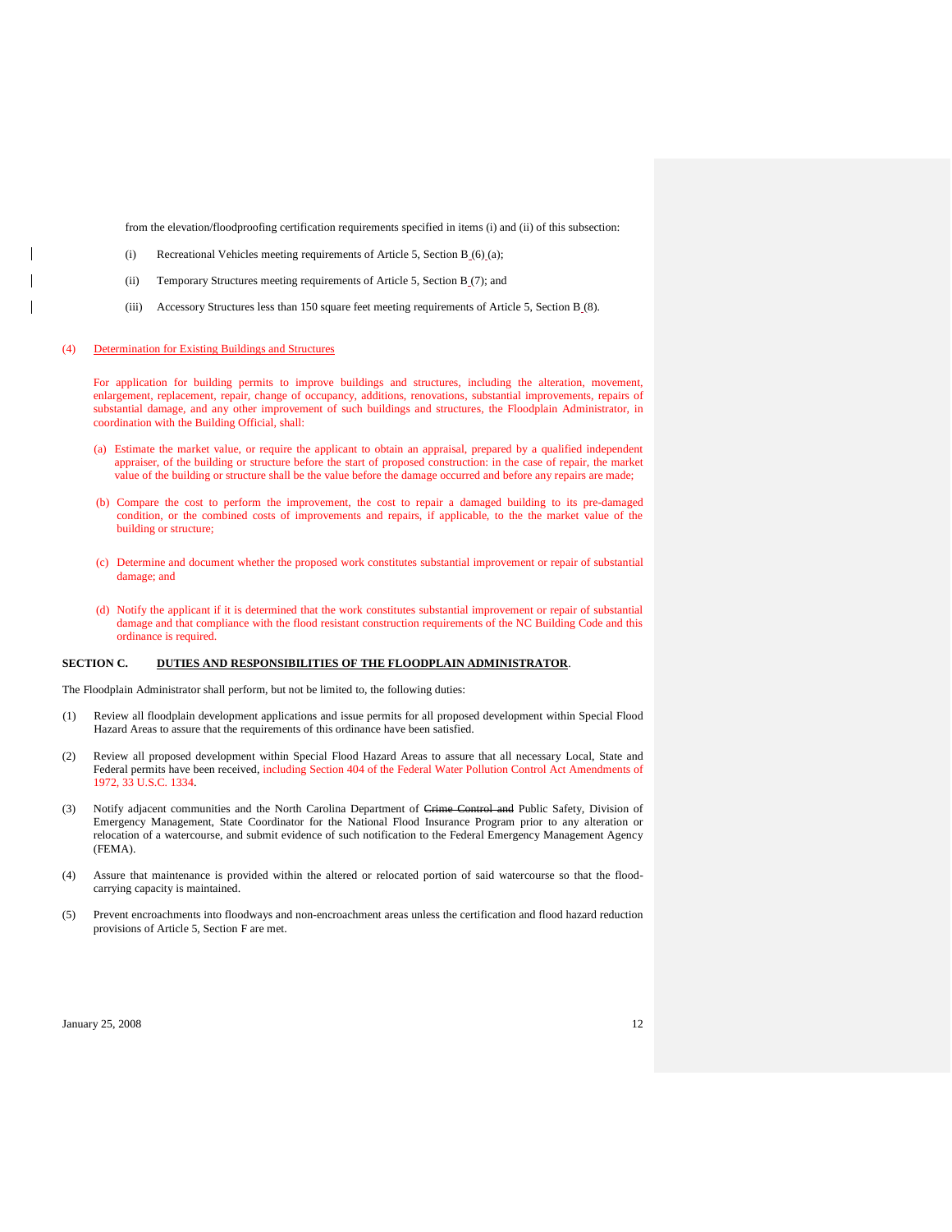from the elevation/floodproofing certification requirements specified in items (i) and (ii) of this subsection:

(i) Recreational Vehicles meeting requirements of Article 5, Section B (6) (a);

(ii) Temporary Structures meeting requirements of Article 5, Section B (7); and

(iii) Accessory Structures less than 150 square feet meeting requirements of Article 5, Section B (8).

(4) Determination for Existing Buildings and Structures

For application for building permits to improve buildings and structures, including the alteration, movement, enlargement, replacement, repair, change of occupancy, additions, renovations, substantial improvements, repairs of substantial damage, and any other improvement of such buildings and structures, the Floodplain Administrator, in coordination with the Building Official, shall:

(a) Estimate the market value, or require the applicant to obtain an appraisal, prepared by a qualified independent appraiser, of the building or structure before the start of proposed construction: in the case of repair, the market value of the building or structure shall be the value before the damage occurred and before any repairs are made;

(b) Compare the cost to perform the improvement, the cost to repair a damaged building to its pre-damaged condition, or the combined costs of improvements and repairs, if applicable, to the the market value of the building or structure;

(c) Determine and document whether the proposed work constitutes substantial improvement or repair of substantial damage; and

(d) Notify the applicant if it is determined that the work constitutes substantial improvement or repair of substantial damage and that compliance with the flood resistant construction requirements of the NC Building Code and this ordinance is required.

**SECTION C. DUTIES AND RESPONSIBILITIES OF THE FLOODPLAIN ADMINISTRATOR.**

The Floodplain Administrator shall perform, but not be limited to, the following duties:

(1) Review all floodplain development applications and issue permits for all proposed development within Special Flood Hazard Areas to assure that the requirements of this ordinance have been satisfied.

(2) Review all proposed development within Special Flood Hazard Areas to assure that all necessary Local, State and Federal permits have been received, including Section 404 of the Federal Water Pollution Control Act Amendments of 1972, 33 U.S.C. 1334.

(3) Notify adjacent communities and the North Carolina Department of ~~Crime Control and~~ Public Safety, Division of Emergency Management, State Coordinator for the National Flood Insurance Program prior to any alteration or relocation of a watercourse, and submit evidence of such notification to the Federal Emergency Management Agency (FEMA).

(4) Assure that maintenance is provided within the altered or relocated portion of said watercourse so that the flood-carrying capacity is maintained.

(5) Prevent encroachments into floodways and non-encroachment areas unless the certification and flood hazard reduction provisions of Article 5, Section F are met.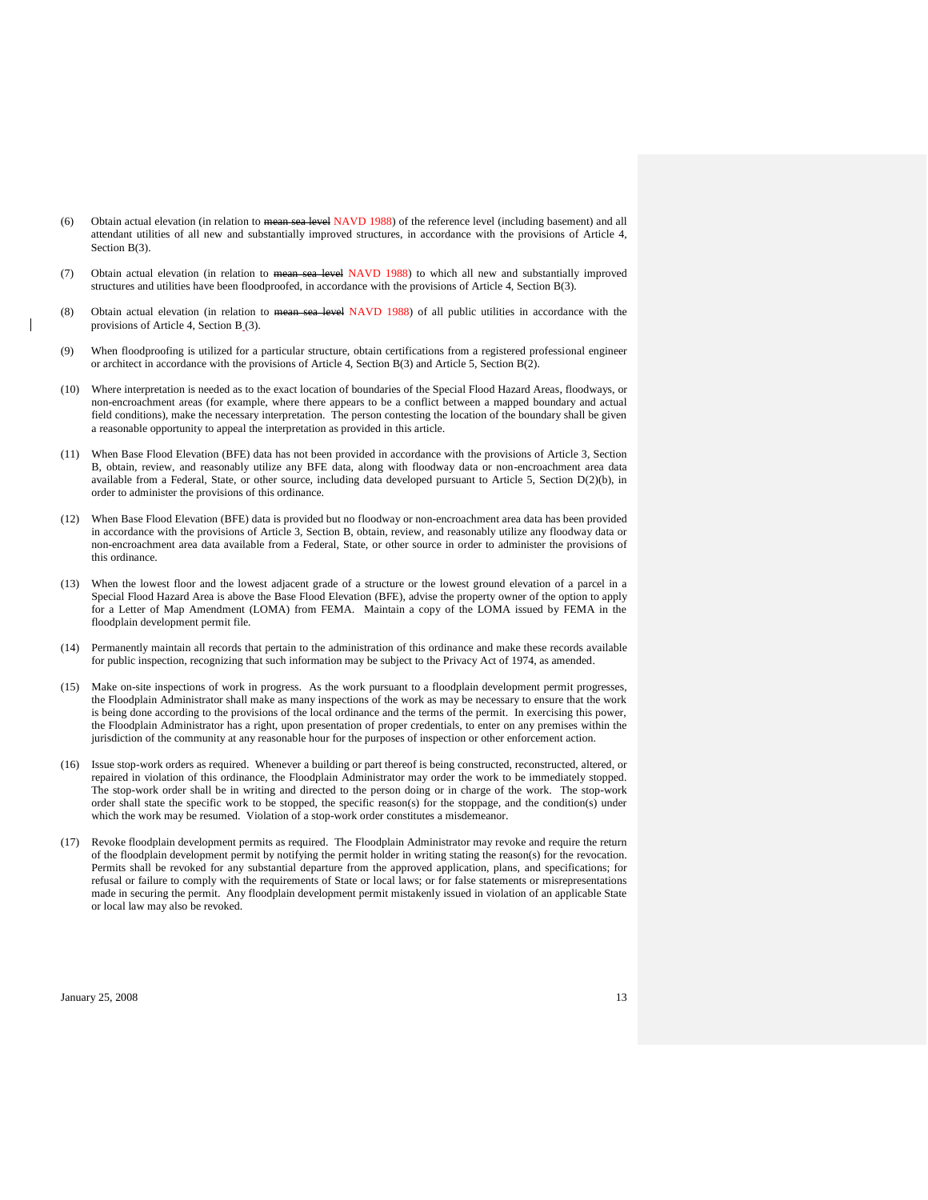(6) Obtain actual elevation (in relation to ~~mean sea level~~ NAVD 1988) of the reference level (including basement) and all attendant utilities of all new and substantially improved structures, in accordance with the provisions of Article 4, Section B(3).

(7) Obtain actual elevation (in relation to ~~mean sea level~~ NAVD 1988) to which all new and substantially improved structures and utilities have been floodproofed, in accordance with the provisions of Article 4, Section B(3).

(8) Obtain actual elevation (in relation to ~~mean sea level~~ NAVD 1988) of all public utilities in accordance with the provisions of Article 4, Section B (3).

(9) When floodproofing is utilized for a particular structure, obtain certifications from a registered professional engineer or architect in accordance with the provisions of Article 4, Section B(3) and Article 5, Section B(2).

(10) Where interpretation is needed as to the exact location of boundaries of the Special Flood Hazard Areas, floodways, or non-encroachment areas (for example, where there appears to be a conflict between a mapped boundary and actual field conditions), make the necessary interpretation. The person contesting the location of the boundary shall be given a reasonable opportunity to appeal the interpretation as provided in this article.

(11) When Base Flood Elevation (BFE) data has not been provided in accordance with the provisions of Article 3, Section B, obtain, review, and reasonably utilize any BFE data, along with floodway data or non-encroachment area data available from a Federal, State, or other source, including data developed pursuant to Article 5, Section D(2)(b), in order to administer the provisions of this ordinance.

(12) When Base Flood Elevation (BFE) data is provided but no floodway or non-encroachment area data has been provided in accordance with the provisions of Article 3, Section B, obtain, review, and reasonably utilize any floodway data or non-encroachment area data available from a Federal, State, or other source in order to administer the provisions of this ordinance.

(13) When the lowest floor and the lowest adjacent grade of a structure or the lowest ground elevation of a parcel in a Special Flood Hazard Area is above the Base Flood Elevation (BFE), advise the property owner of the option to apply for a Letter of Map Amendment (LOMA) from FEMA. Maintain a copy of the LOMA issued by FEMA in the floodplain development permit file.

(14) Permanently maintain all records that pertain to the administration of this ordinance and make these records available for public inspection, recognizing that such information may be subject to the Privacy Act of 1974, as amended.

(15) Make on-site inspections of work in progress. As the work pursuant to a floodplain development permit progresses, the Floodplain Administrator shall make as many inspections of the work as may be necessary to ensure that the work is being done according to the provisions of the local ordinance and the terms of the permit. In exercising this power, the Floodplain Administrator has a right, upon presentation of proper credentials, to enter on any premises within the jurisdiction of the community at any reasonable hour for the purposes of inspection or other enforcement action.

(16) Issue stop-work orders as required. Whenever a building or part thereof is being constructed, reconstructed, altered, or repaired in violation of this ordinance, the Floodplain Administrator may order the work to be immediately stopped. The stop-work order shall be in writing and directed to the person doing or in charge of the work. The stop-work order shall state the specific work to be stopped, the specific reason(s) for the stoppage, and the condition(s) under which the work may be resumed. Violation of a stop-work order constitutes a misdemeanor.

(17) Revoke floodplain development permits as required. The Floodplain Administrator may revoke and require the return of the floodplain development permit by notifying the permit holder in writing stating the reason(s) for the revocation. Permits shall be revoked for any substantial departure from the approved application, plans, and specifications; for refusal or failure to comply with the requirements of State or local laws; or for false statements or misrepresentations made in securing the permit. Any floodplain development permit mistakenly issued in violation of an applicable State or local law may also be revoked.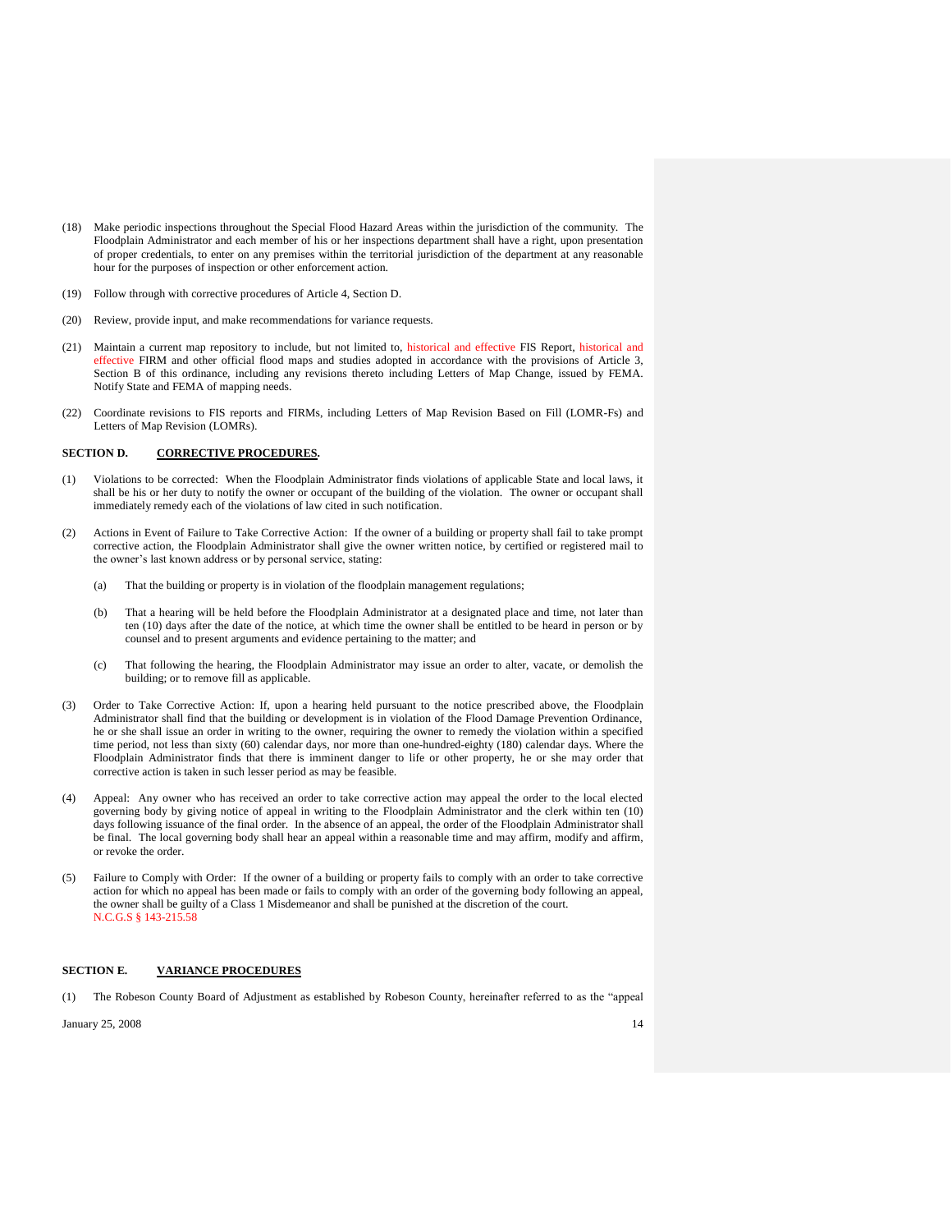(18) Make periodic inspections throughout the Special Flood Hazard Areas within the jurisdiction of the community. The Floodplain Administrator and each member of his or her inspections department shall have a right, upon presentation of proper credentials, to enter on any premises within the territorial jurisdiction of the department at any reasonable hour for the purposes of inspection or other enforcement action.

(19) Follow through with corrective procedures of Article 4, Section D.

(20) Review, provide input, and make recommendations for variance requests.

(21) Maintain a current map repository to include, but not limited to, historical and effective FIS Report, historical and effective FIRM and other official flood maps and studies adopted in accordance with the provisions of Article 3, Section B of this ordinance, including any revisions thereto including Letters of Map Change, issued by FEMA. Notify State and FEMA of mapping needs.

(22) Coordinate revisions to FIS reports and FIRMs, including Letters of Map Revision Based on Fill (LOMR-Fs) and Letters of Map Revision (LOMRs).

**SECTION D. <u>CORRECTIVE PROCEDURES</u>.**

(1) Violations to be corrected: When the Floodplain Administrator finds violations of applicable State and local laws, it shall be his or her duty to notify the owner or occupant of the building of the violation. The owner or occupant shall immediately remedy each of the violations of law cited in such notification.

(2) Actions in Event of Failure to Take Corrective Action: If the owner of a building or property shall fail to take prompt corrective action, the Floodplain Administrator shall give the owner written notice, by certified or registered mail to the owner's last known address or by personal service, stating:

   (a) That the building or property is in violation of the floodplain management regulations;

   (b) That a hearing will be held before the Floodplain Administrator at a designated place and time, not later than ten (10) days after the date of the notice, at which time the owner shall be entitled to be heard in person or by counsel and to present arguments and evidence pertaining to the matter; and

   (c) That following the hearing, the Floodplain Administrator may issue an order to alter, vacate, or demolish the building; or to remove fill as applicable.

(3) Order to Take Corrective Action: If, upon a hearing held pursuant to the notice prescribed above, the Floodplain Administrator shall find that the building or development is in violation of the Flood Damage Prevention Ordinance, he or she shall issue an order in writing to the owner, requiring the owner to remedy the violation within a specified time period, not less than sixty (60) calendar days, nor more than one-hundred-eighty (180) calendar days. Where the Floodplain Administrator finds that there is imminent danger to life or other property, he or she may order that corrective action is taken in such lesser period as may be feasible.

(4) Appeal: Any owner who has received an order to take corrective action may appeal the order to the local elected governing body by giving notice of appeal in writing to the Floodplain Administrator and the clerk within ten (10) days following issuance of the final order. In the absence of an appeal, the order of the Floodplain Administrator shall be final. The local governing body shall hear an appeal within a reasonable time and may affirm, modify and affirm, or revoke the order.

(5) Failure to Comply with Order: If the owner of a building or property fails to comply with an order to take corrective action for which no appeal has been made or fails to comply with an order of the governing body following an appeal, the owner shall be guilty of a Class 1 Misdemeanor and shall be punished at the discretion of the court.
N.C.G.S § 143-215.58

**SECTION E. <u>VARIANCE PROCEDURES</u>**

(1) The Robeson County Board of Adjustment as established by Robeson County, hereinafter referred to as the "appeal

January 25, 2008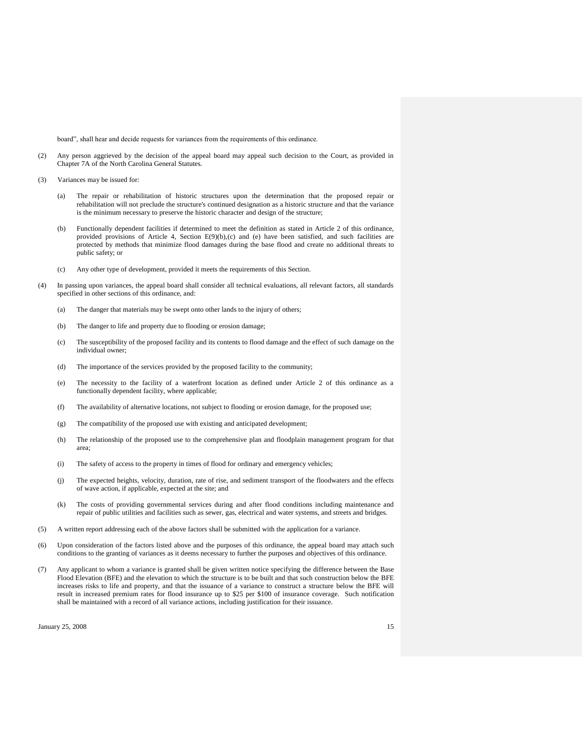board", shall hear and decide requests for variances from the requirements of this ordinance.

(2) Any person aggrieved by the decision of the appeal board may appeal such decision to the Court, as provided in Chapter 7A of the North Carolina General Statutes.

(3) Variances may be issued for:

   (a) The repair or rehabilitation of historic structures upon the determination that the proposed repair or rehabilitation will not preclude the structure's continued designation as a historic structure and that the variance is the minimum necessary to preserve the historic character and design of the structure;

   (b) Functionally dependent facilities if determined to meet the definition as stated in Article 2 of this ordinance, provided provisions of Article 4, Section E(9)(b),(c) and (e) have been satisfied, and such facilities are protected by methods that minimize flood damages during the base flood and create no additional threats to public safety; or

   (c) Any other type of development, provided it meets the requirements of this Section.

(4) In passing upon variances, the appeal board shall consider all technical evaluations, all relevant factors, all standards specified in other sections of this ordinance, and:

   (a) The danger that materials may be swept onto other lands to the injury of others;

   (b) The danger to life and property due to flooding or erosion damage;

   (c) The susceptibility of the proposed facility and its contents to flood damage and the effect of such damage on the individual owner;

   (d) The importance of the services provided by the proposed facility to the community;

   (e) The necessity to the facility of a waterfront location as defined under Article 2 of this ordinance as a functionally dependent facility, where applicable;

   (f) The availability of alternative locations, not subject to flooding or erosion damage, for the proposed use;

   (g) The compatibility of the proposed use with existing and anticipated development;

   (h) The relationship of the proposed use to the comprehensive plan and floodplain management program for that area;

   (i) The safety of access to the property in times of flood for ordinary and emergency vehicles;

   (j) The expected heights, velocity, duration, rate of rise, and sediment transport of the floodwaters and the effects of wave action, if applicable, expected at the site; and

   (k) The costs of providing governmental services during and after flood conditions including maintenance and repair of public utilities and facilities such as sewer, gas, electrical and water systems, and streets and bridges.

(5) A written report addressing each of the above factors shall be submitted with the application for a variance.

(6) Upon consideration of the factors listed above and the purposes of this ordinance, the appeal board may attach such conditions to the granting of variances as it deems necessary to further the purposes and objectives of this ordinance.

(7) Any applicant to whom a variance is granted shall be given written notice specifying the difference between the Base Flood Elevation (BFE) and the elevation to which the structure is to be built and that such construction below the BFE increases risks to life and property, and that the issuance of a variance to construct a structure below the BFE will result in increased premium rates for flood insurance up to $25 per $100 of insurance coverage. Such notification shall be maintained with a record of all variance actions, including justification for their issuance.

January 25, 2008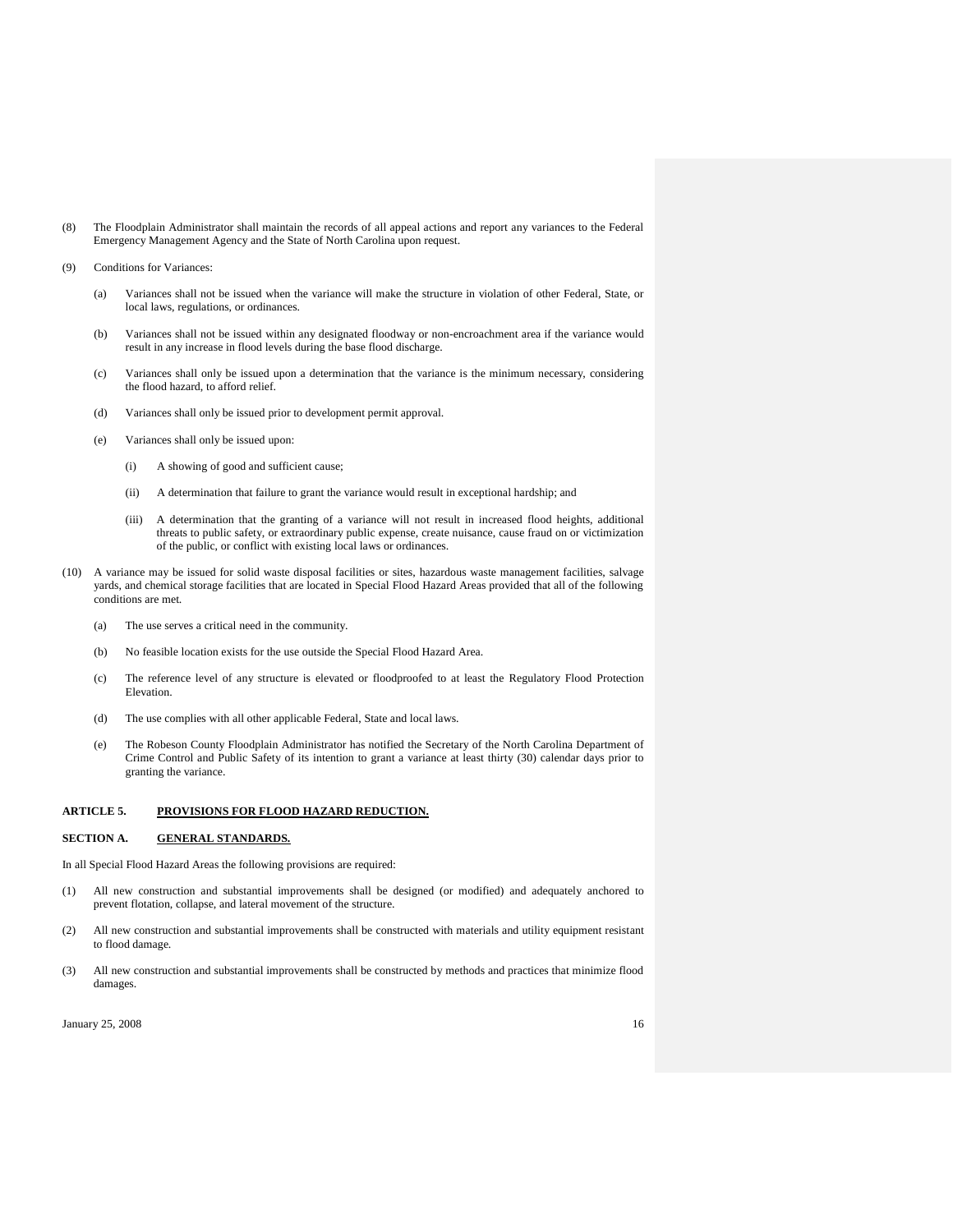(8) The Floodplain Administrator shall maintain the records of all appeal actions and report any variances to the Federal Emergency Management Agency and the State of North Carolina upon request.

(9) Conditions for Variances:

  (a) Variances shall not be issued when the variance will make the structure in violation of other Federal, State, or local laws, regulations, or ordinances.

  (b) Variances shall not be issued within any designated floodway or non-encroachment area if the variance would result in any increase in flood levels during the base flood discharge.

  (c) Variances shall only be issued upon a determination that the variance is the minimum necessary, considering the flood hazard, to afford relief.

  (d) Variances shall only be issued prior to development permit approval.

  (e) Variances shall only be issued upon:

    (i) A showing of good and sufficient cause;

    (ii) A determination that failure to grant the variance would result in exceptional hardship; and

    (iii) A determination that the granting of a variance will not result in increased flood heights, additional threats to public safety, or extraordinary public expense, create nuisance, cause fraud on or victimization of the public, or conflict with existing local laws or ordinances.

(10) A variance may be issued for solid waste disposal facilities or sites, hazardous waste management facilities, salvage yards, and chemical storage facilities that are located in Special Flood Hazard Areas provided that all of the following conditions are met.

  (a) The use serves a critical need in the community.

  (b) No feasible location exists for the use outside the Special Flood Hazard Area.

  (c) The reference level of any structure is elevated or floodproofed to at least the Regulatory Flood Protection Elevation.

  (d) The use complies with all other applicable Federal, State and local laws.

  (e) The Robeson County Floodplain Administrator has notified the Secretary of the North Carolina Department of Crime Control and Public Safety of its intention to grant a variance at least thirty (30) calendar days prior to granting the variance.

## ARTICLE 5. PROVISIONS FOR FLOOD HAZARD REDUCTION.

### SECTION A. GENERAL STANDARDS.

In all Special Flood Hazard Areas the following provisions are required:

(1) All new construction and substantial improvements shall be designed (or modified) and adequately anchored to prevent flotation, collapse, and lateral movement of the structure.

(2) All new construction and substantial improvements shall be constructed with materials and utility equipment resistant to flood damage.

(3) All new construction and substantial improvements shall be constructed by methods and practices that minimize flood damages.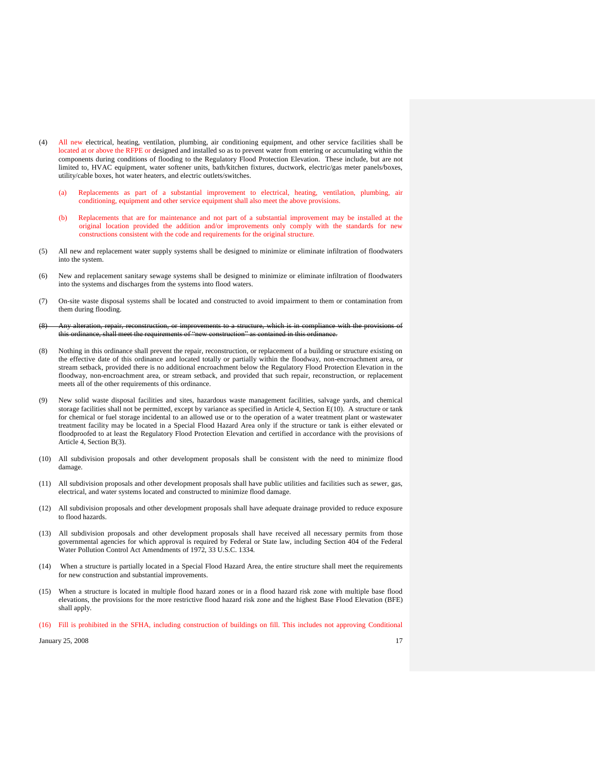(4) All new electrical, heating, ventilation, plumbing, air conditioning equipment, and other service facilities shall be located at or above the RFPE or designed and installed so as to prevent water from entering or accumulating within the components during conditions of flooding to the Regulatory Flood Protection Elevation. These include, but are not limited to, HVAC equipment, water softener units, bath/kitchen fixtures, ductwork, electric/gas meter panels/boxes, utility/cable boxes, hot water heaters, and electric outlets/switches.

   (a) Replacements as part of a substantial improvement to electrical, heating, ventilation, plumbing, air conditioning, equipment and other service equipment shall also meet the above provisions.

   (b) Replacements that are for maintenance and not part of a substantial improvement may be installed at the original location provided the addition and/or improvements only comply with the standards for new constructions consistent with the code and requirements for the original structure.

(5) All new and replacement water supply systems shall be designed to minimize or eliminate infiltration of floodwaters into the system.

(6) New and replacement sanitary sewage systems shall be designed to minimize or eliminate infiltration of floodwaters into the systems and discharges from the systems into flood waters.

(7) On-site waste disposal systems shall be located and constructed to avoid impairment to them or contamination from them during flooding.

~~(8) Any alteration, repair, reconstruction, or improvements to a structure, which is in compliance with the provisions of this ordinance, shall meet the requirements of "new construction" as contained in this ordinance.~~

(8) Nothing in this ordinance shall prevent the repair, reconstruction, or replacement of a building or structure existing on the effective date of this ordinance and located totally or partially within the floodway, non-encroachment area, or stream setback, provided there is no additional encroachment below the Regulatory Flood Protection Elevation in the floodway, non-encroachment area, or stream setback, and provided that such repair, reconstruction, or replacement meets all of the other requirements of this ordinance.

(9) New solid waste disposal facilities and sites, hazardous waste management facilities, salvage yards, and chemical storage facilities shall not be permitted, except by variance as specified in Article 4, Section E(10). A structure or tank for chemical or fuel storage incidental to an allowed use or to the operation of a water treatment plant or wastewater treatment facility may be located in a Special Flood Hazard Area only if the structure or tank is either elevated or floodproofed to at least the Regulatory Flood Protection Elevation and certified in accordance with the provisions of Article 4, Section B(3).

(10) All subdivision proposals and other development proposals shall be consistent with the need to minimize flood damage.

(11) All subdivision proposals and other development proposals shall have public utilities and facilities such as sewer, gas, electrical, and water systems located and constructed to minimize flood damage.

(12) All subdivision proposals and other development proposals shall have adequate drainage provided to reduce exposure to flood hazards.

(13) All subdivision proposals and other development proposals shall have received all necessary permits from those governmental agencies for which approval is required by Federal or State law, including Section 404 of the Federal Water Pollution Control Act Amendments of 1972, 33 U.S.C. 1334.

(14) When a structure is partially located in a Special Flood Hazard Area, the entire structure shall meet the requirements for new construction and substantial improvements.

(15) When a structure is located in multiple flood hazard zones or in a flood hazard risk zone with multiple base flood elevations, the provisions for the more restrictive flood hazard risk zone and the highest Base Flood Elevation (BFE) shall apply.

(16) Fill is prohibited in the SFHA, including construction of buildings on fill. This includes not approving Conditional

January 25, 2008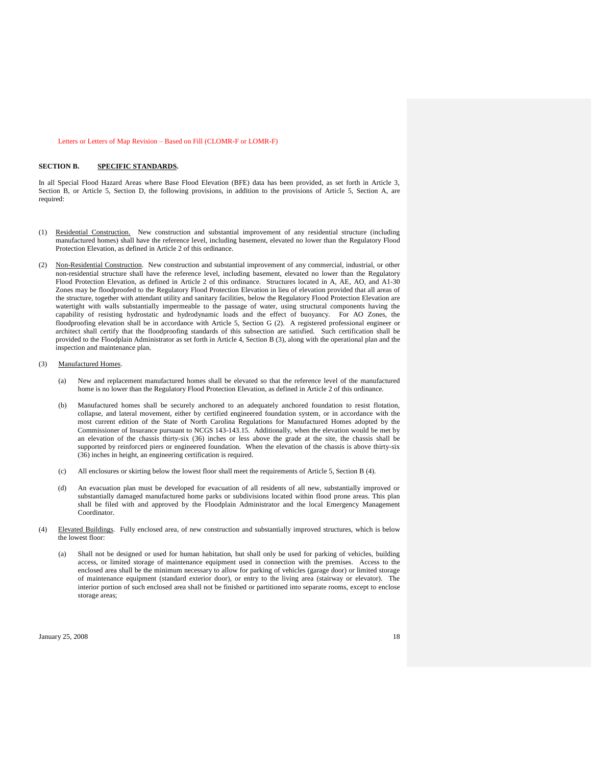Letters or Letters of Map Revision – Based on Fill (CLOMR-F or LOMR-F)

**SECTION B. <u>SPECIFIC STANDARDS</u>.**

In all Special Flood Hazard Areas where Base Flood Elevation (BFE) data has been provided, as set forth in Article 3, Section B, or Article 5, Section D, the following provisions, in addition to the provisions of Article 5, Section A, are required:

(1) <u>Residential Construction.</u> New construction and substantial improvement of any residential structure (including manufactured homes) shall have the reference level, including basement, elevated no lower than the Regulatory Flood Protection Elevation, as defined in Article 2 of this ordinance.

(2) <u>Non-Residential Construction</u>. New construction and substantial improvement of any commercial, industrial, or other non-residential structure shall have the reference level, including basement, elevated no lower than the Regulatory Flood Protection Elevation, as defined in Article 2 of this ordinance. Structures located in A, AE, AO, and A1-30 Zones may be floodproofed to the Regulatory Flood Protection Elevation in lieu of elevation provided that all areas of the structure, together with attendant utility and sanitary facilities, below the Regulatory Flood Protection Elevation are watertight with walls substantially impermeable to the passage of water, using structural components having the capability of resisting hydrostatic and hydrodynamic loads and the effect of buoyancy. For AO Zones, the floodproofing elevation shall be in accordance with Article 5, Section G (2). A registered professional engineer or architect shall certify that the floodproofing standards of this subsection are satisfied. Such certification shall be provided to the Floodplain Administrator as set forth in Article 4, Section B (3), along with the operational plan and the inspection and maintenance plan.

(3) <u>Manufactured Homes</u>.

   (a) New and replacement manufactured homes shall be elevated so that the reference level of the manufactured home is no lower than the Regulatory Flood Protection Elevation, as defined in Article 2 of this ordinance.

   (b) Manufactured homes shall be securely anchored to an adequately anchored foundation to resist flotation, collapse, and lateral movement, either by certified engineered foundation system, or in accordance with the most current edition of the State of North Carolina Regulations for Manufactured Homes adopted by the Commissioner of Insurance pursuant to NCGS 143-143.15. Additionally, when the elevation would be met by an elevation of the chassis thirty-six (36) inches or less above the grade at the site, the chassis shall be supported by reinforced piers or engineered foundation. When the elevation of the chassis is above thirty-six (36) inches in height, an engineering certification is required.

   (c) All enclosures or skirting below the lowest floor shall meet the requirements of Article 5, Section B (4).

   (d) An evacuation plan must be developed for evacuation of all residents of all new, substantially improved or substantially damaged manufactured home parks or subdivisions located within flood prone areas. This plan shall be filed with and approved by the Floodplain Administrator and the local Emergency Management Coordinator.

(4) <u>Elevated Buildings</u>. Fully enclosed area, of new construction and substantially improved structures, which is below the lowest floor:

   (a) Shall not be designed or used for human habitation, but shall only be used for parking of vehicles, building access, or limited storage of maintenance equipment used in connection with the premises. Access to the enclosed area shall be the minimum necessary to allow for parking of vehicles (garage door) or limited storage of maintenance equipment (standard exterior door), or entry to the living area (stairway or elevator). The interior portion of such enclosed area shall not be finished or partitioned into separate rooms, except to enclose storage areas;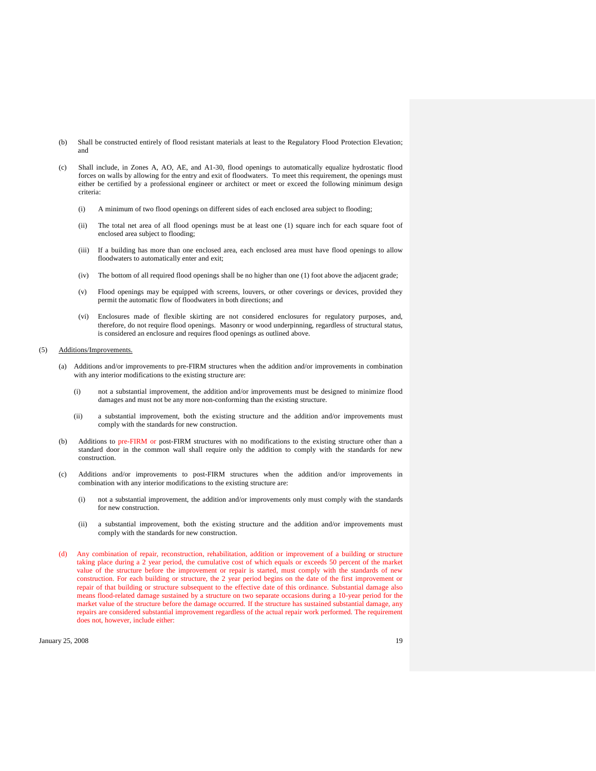(b) Shall be constructed entirely of flood resistant materials at least to the Regulatory Flood Protection Elevation; and

(c) Shall include, in Zones A, AO, AE, and A1-30, flood openings to automatically equalize hydrostatic flood forces on walls by allowing for the entry and exit of floodwaters. To meet this requirement, the openings must either be certified by a professional engineer or architect or meet or exceed the following minimum design criteria:

   (i) A minimum of two flood openings on different sides of each enclosed area subject to flooding;

   (ii) The total net area of all flood openings must be at least one (1) square inch for each square foot of enclosed area subject to flooding;

   (iii) If a building has more than one enclosed area, each enclosed area must have flood openings to allow floodwaters to automatically enter and exit;

   (iv) The bottom of all required flood openings shall be no higher than one (1) foot above the adjacent grade;

   (v) Flood openings may be equipped with screens, louvers, or other coverings or devices, provided they permit the automatic flow of floodwaters in both directions; and

   (vi) Enclosures made of flexible skirting are not considered enclosures for regulatory purposes, and, therefore, do not require flood openings. Masonry or wood underpinning, regardless of structural status, is considered an enclosure and requires flood openings as outlined above.

(5) Additions/Improvements.

(a) Additions and/or improvements to pre-FIRM structures when the addition and/or improvements in combination with any interior modifications to the existing structure are:

   (i) not a substantial improvement, the addition and/or improvements must be designed to minimize flood damages and must not be any more non-conforming than the existing structure.

   (ii) a substantial improvement, both the existing structure and the addition and/or improvements must comply with the standards for new construction.

(b) Additions to pre-FIRM or post-FIRM structures with no modifications to the existing structure other than a standard door in the common wall shall require only the addition to comply with the standards for new construction.

(c) Additions and/or improvements to post-FIRM structures when the addition and/or improvements in combination with any interior modifications to the existing structure are:

   (i) not a substantial improvement, the addition and/or improvements only must comply with the standards for new construction.

   (ii) a substantial improvement, both the existing structure and the addition and/or improvements must comply with the standards for new construction.

(d) Any combination of repair, reconstruction, rehabilitation, addition or improvement of a building or structure taking place during a 2 year period, the cumulative cost of which equals or exceeds 50 percent of the market value of the structure before the improvement or repair is started, must comply with the standards of new construction. For each building or structure, the 2 year period begins on the date of the first improvement or repair of that building or structure subsequent to the effective date of this ordinance. Substantial damage also means flood-related damage sustained by a structure on two separate occasions during a 10-year period for the market value of the structure before the damage occurred. If the structure has sustained substantial damage, any repairs are considered substantial improvement regardless of the actual repair work performed. The requirement does not, however, include either: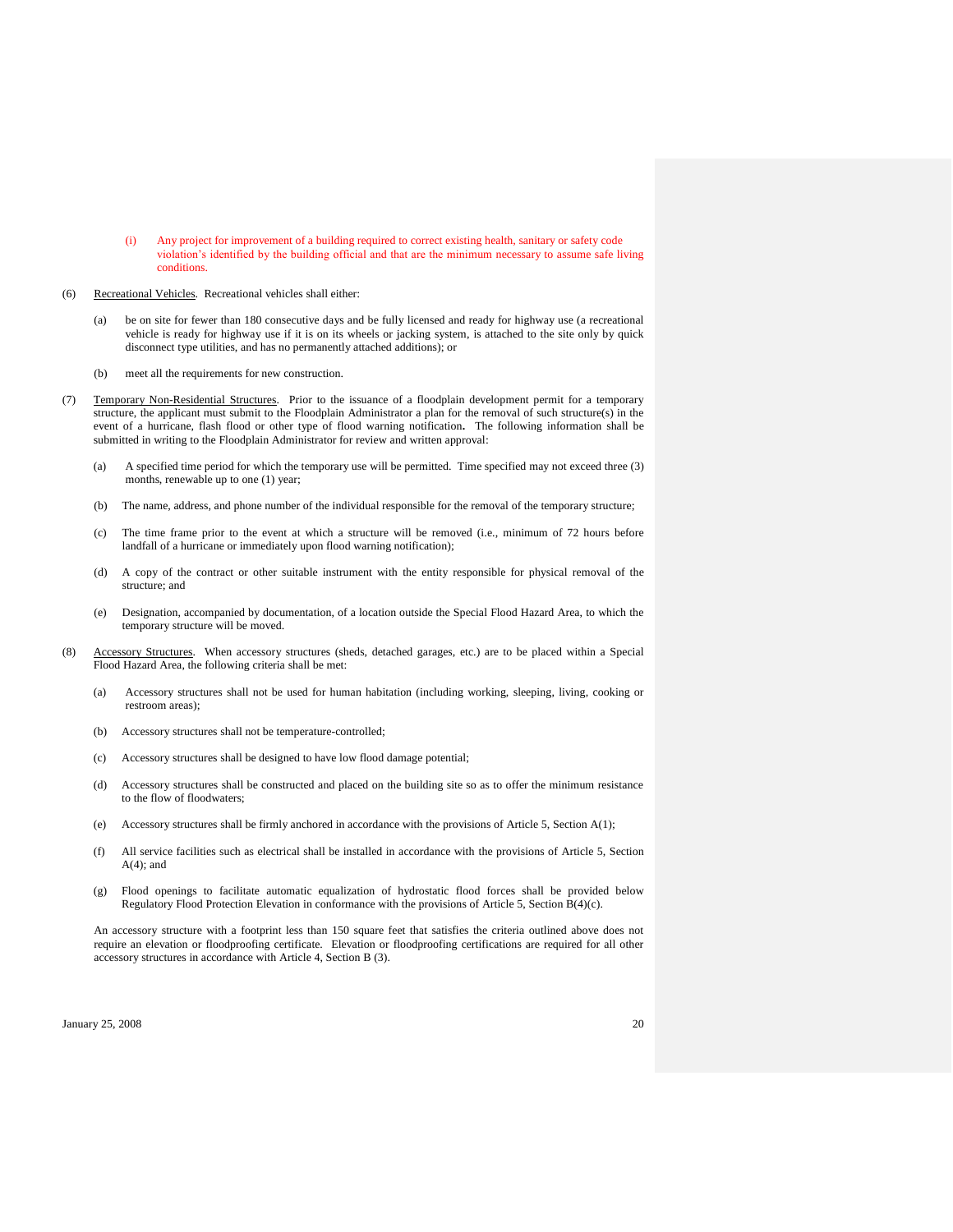(i) Any project for improvement of a building required to correct existing health, sanitary or safety code violation's identified by the building official and that are the minimum necessary to assume safe living conditions.

(6) Recreational Vehicles. Recreational vehicles shall either:

(a) be on site for fewer than 180 consecutive days and be fully licensed and ready for highway use (a recreational vehicle is ready for highway use if it is on its wheels or jacking system, is attached to the site only by quick disconnect type utilities, and has no permanently attached additions); or

(b) meet all the requirements for new construction.

(7) Temporary Non-Residential Structures. Prior to the issuance of a floodplain development permit for a temporary structure, the applicant must submit to the Floodplain Administrator a plan for the removal of such structure(s) in the event of a hurricane, flash flood or other type of flood warning notification**.** The following information shall be submitted in writing to the Floodplain Administrator for review and written approval:

(a) A specified time period for which the temporary use will be permitted. Time specified may not exceed three (3) months, renewable up to one (1) year;

(b) The name, address, and phone number of the individual responsible for the removal of the temporary structure;

(c) The time frame prior to the event at which a structure will be removed (i.e., minimum of 72 hours before landfall of a hurricane or immediately upon flood warning notification);

(d) A copy of the contract or other suitable instrument with the entity responsible for physical removal of the structure; and

(e) Designation, accompanied by documentation, of a location outside the Special Flood Hazard Area, to which the temporary structure will be moved.

(8) Accessory Structures. When accessory structures (sheds, detached garages, etc.) are to be placed within a Special Flood Hazard Area, the following criteria shall be met:

(a) Accessory structures shall not be used for human habitation (including working, sleeping, living, cooking or restroom areas);

(b) Accessory structures shall not be temperature-controlled;

(c) Accessory structures shall be designed to have low flood damage potential;

(d) Accessory structures shall be constructed and placed on the building site so as to offer the minimum resistance to the flow of floodwaters;

(e) Accessory structures shall be firmly anchored in accordance with the provisions of Article 5, Section A(1);

(f) All service facilities such as electrical shall be installed in accordance with the provisions of Article 5, Section A(4); and

(g) Flood openings to facilitate automatic equalization of hydrostatic flood forces shall be provided below Regulatory Flood Protection Elevation in conformance with the provisions of Article 5, Section B(4)(c).

An accessory structure with a footprint less than 150 square feet that satisfies the criteria outlined above does not require an elevation or floodproofing certificate. Elevation or floodproofing certifications are required for all other accessory structures in accordance with Article 4, Section B (3).

January 25, 2008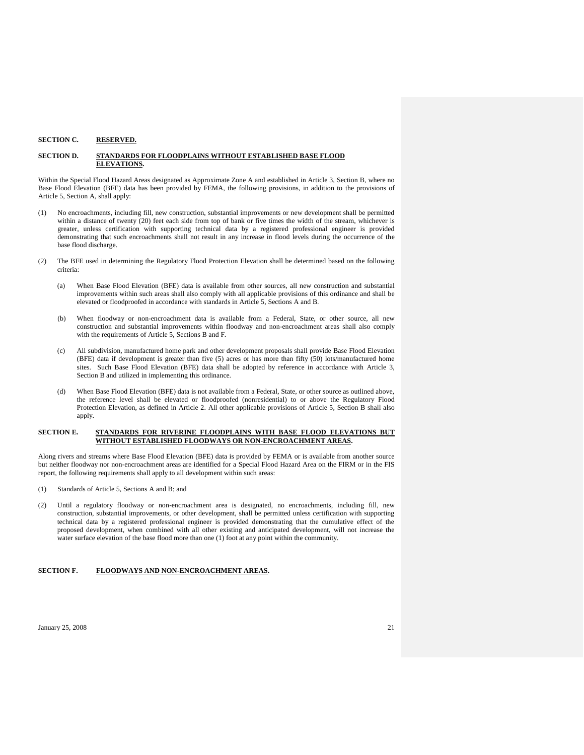**SECTION C. RESERVED.**

**SECTION D. STANDARDS FOR FLOODPLAINS WITHOUT ESTABLISHED BASE FLOOD ELEVATIONS.**

Within the Special Flood Hazard Areas designated as Approximate Zone A and established in Article 3, Section B, where no Base Flood Elevation (BFE) data has been provided by FEMA, the following provisions, in addition to the provisions of Article 5, Section A, shall apply:

(1) No encroachments, including fill, new construction, substantial improvements or new development shall be permitted within a distance of twenty (20) feet each side from top of bank or five times the width of the stream, whichever is greater, unless certification with supporting technical data by a registered professional engineer is provided demonstrating that such encroachments shall not result in any increase in flood levels during the occurrence of the base flood discharge.

(2) The BFE used in determining the Regulatory Flood Protection Elevation shall be determined based on the following criteria:

   (a) When Base Flood Elevation (BFE) data is available from other sources, all new construction and substantial improvements within such areas shall also comply with all applicable provisions of this ordinance and shall be elevated or floodproofed in accordance with standards in Article 5, Sections A and B.

   (b) When floodway or non-encroachment data is available from a Federal, State, or other source, all new construction and substantial improvements within floodway and non-encroachment areas shall also comply with the requirements of Article 5, Sections B and F.

   (c) All subdivision, manufactured home park and other development proposals shall provide Base Flood Elevation (BFE) data if development is greater than five (5) acres or has more than fifty (50) lots/manufactured home sites. Such Base Flood Elevation (BFE) data shall be adopted by reference in accordance with Article 3, Section B and utilized in implementing this ordinance.

   (d) When Base Flood Elevation (BFE) data is not available from a Federal, State, or other source as outlined above, the reference level shall be elevated or floodproofed (nonresidential) to or above the Regulatory Flood Protection Elevation, as defined in Article 2. All other applicable provisions of Article 5, Section B shall also apply.

**SECTION E. STANDARDS FOR RIVERINE FLOODPLAINS WITH BASE FLOOD ELEVATIONS BUT WITHOUT ESTABLISHED FLOODWAYS OR NON-ENCROACHMENT AREAS.**

Along rivers and streams where Base Flood Elevation (BFE) data is provided by FEMA or is available from another source but neither floodway nor non-encroachment areas are identified for a Special Flood Hazard Area on the FIRM or in the FIS report, the following requirements shall apply to all development within such areas:

(1) Standards of Article 5, Sections A and B; and

(2) Until a regulatory floodway or non-encroachment area is designated, no encroachments, including fill, new construction, substantial improvements, or other development, shall be permitted unless certification with supporting technical data by a registered professional engineer is provided demonstrating that the cumulative effect of the proposed development, when combined with all other existing and anticipated development, will not increase the water surface elevation of the base flood more than one (1) foot at any point within the community.

**SECTION F. FLOODWAYS AND NON-ENCROACHMENT AREAS.**

January 25, 2008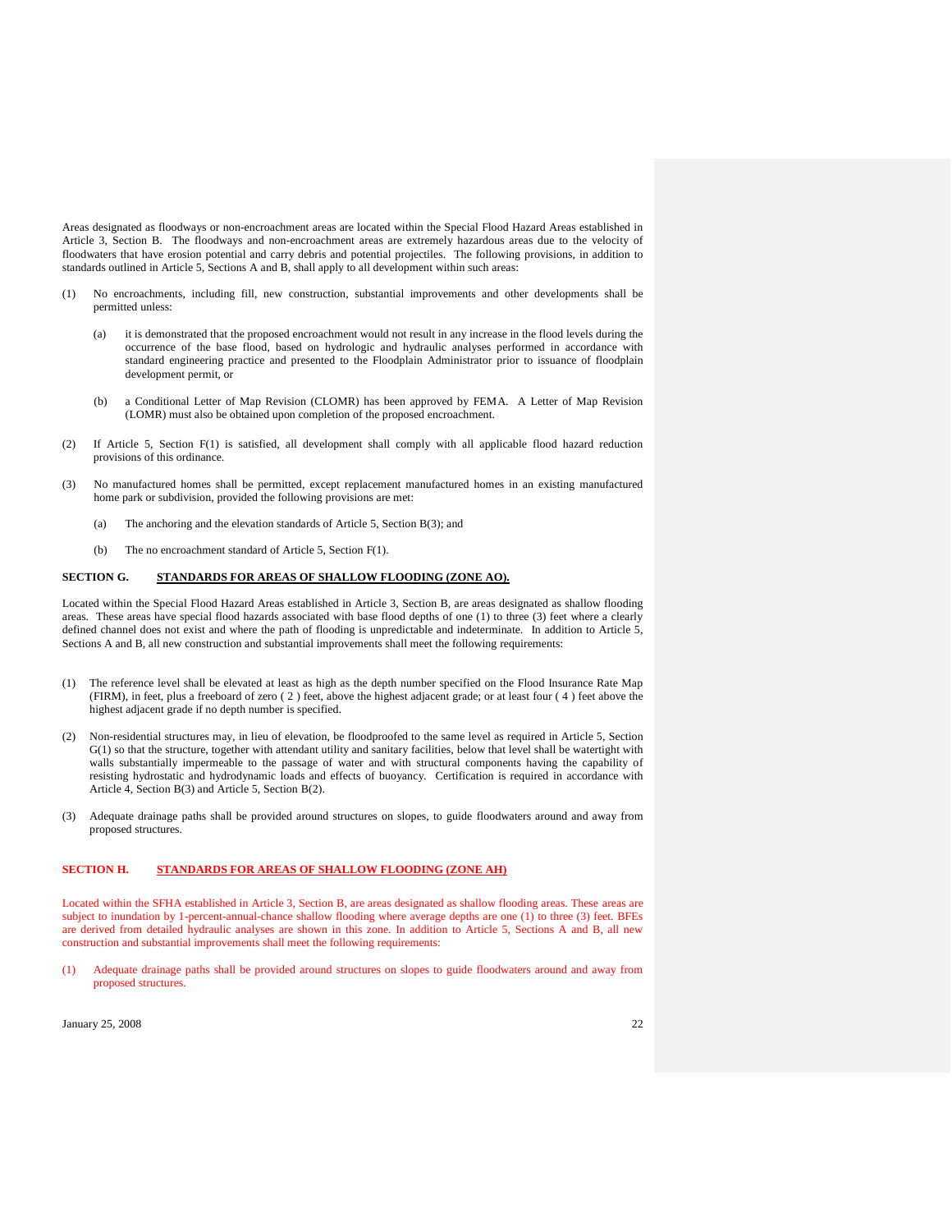Areas designated as floodways or non-encroachment areas are located within the Special Flood Hazard Areas established in Article 3, Section B. The floodways and non-encroachment areas are extremely hazardous areas due to the velocity of floodwaters that have erosion potential and carry debris and potential projectiles. The following provisions, in addition to standards outlined in Article 5, Sections A and B, shall apply to all development within such areas:

(1) No encroachments, including fill, new construction, substantial improvements and other developments shall be permitted unless:

  (a) it is demonstrated that the proposed encroachment would not result in any increase in the flood levels during the occurrence of the base flood, based on hydrologic and hydraulic analyses performed in accordance with standard engineering practice and presented to the Floodplain Administrator prior to issuance of floodplain development permit, or

  (b) a Conditional Letter of Map Revision (CLOMR) has been approved by FEMA. A Letter of Map Revision (LOMR) must also be obtained upon completion of the proposed encroachment.

(2) If Article 5, Section F(1) is satisfied, all development shall comply with all applicable flood hazard reduction provisions of this ordinance.

(3) No manufactured homes shall be permitted, except replacement manufactured homes in an existing manufactured home park or subdivision, provided the following provisions are met:

  (a) The anchoring and the elevation standards of Article 5, Section B(3); and

  (b) The no encroachment standard of Article 5, Section F(1).

## SECTION G. STANDARDS FOR AREAS OF SHALLOW FLOODING (ZONE AO).

Located within the Special Flood Hazard Areas established in Article 3, Section B, are areas designated as shallow flooding areas. These areas have special flood hazards associated with base flood depths of one (1) to three (3) feet where a clearly defined channel does not exist and where the path of flooding is unpredictable and indeterminate. In addition to Article 5, Sections A and B, all new construction and substantial improvements shall meet the following requirements:

(1) The reference level shall be elevated at least as high as the depth number specified on the Flood Insurance Rate Map (FIRM), in feet, plus a freeboard of zero ( 2 ) feet, above the highest adjacent grade; or at least four ( 4 ) feet above the highest adjacent grade if no depth number is specified.

(2) Non-residential structures may, in lieu of elevation, be floodproofed to the same level as required in Article 5, Section G(1) so that the structure, together with attendant utility and sanitary facilities, below that level shall be watertight with walls substantially impermeable to the passage of water and with structural components having the capability of resisting hydrostatic and hydrodynamic loads and effects of buoyancy. Certification is required in accordance with Article 4, Section B(3) and Article 5, Section B(2).

(3) Adequate drainage paths shall be provided around structures on slopes, to guide floodwaters around and away from proposed structures.

## SECTION H. STANDARDS FOR AREAS OF SHALLOW FLOODING (ZONE AH)

Located within the SFHA established in Article 3, Section B, are areas designated as shallow flooding areas. These areas are subject to inundation by 1-percent-annual-chance shallow flooding where average depths are one (1) to three (3) feet. BFEs are derived from detailed hydraulic analyses are shown in this zone. In addition to Article 5, Sections A and B, all new construction and substantial improvements shall meet the following requirements:

(1) Adequate drainage paths shall be provided around structures on slopes to guide floodwaters around and away from proposed structures.

January 25, 2008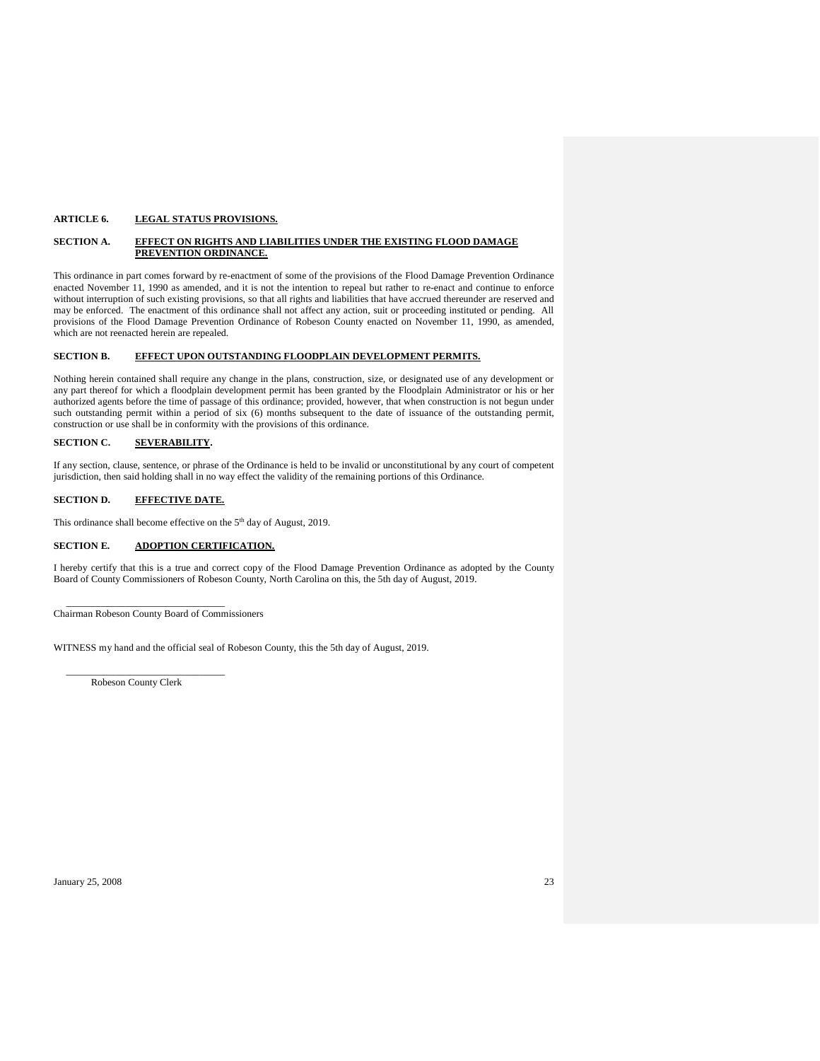## ARTICLE 6. LEGAL STATUS PROVISIONS.

### SECTION A. EFFECT ON RIGHTS AND LIABILITIES UNDER THE EXISTING FLOOD DAMAGE PREVENTION ORDINANCE.

This ordinance in part comes forward by re-enactment of some of the provisions of the Flood Damage Prevention Ordinance enacted November 11, 1990 as amended, and it is not the intention to repeal but rather to re-enact and continue to enforce without interruption of such existing provisions, so that all rights and liabilities that have accrued thereunder are reserved and may be enforced. The enactment of this ordinance shall not affect any action, suit or proceeding instituted or pending. All provisions of the Flood Damage Prevention Ordinance of Robeson County enacted on November 11, 1990, as amended, which are not reenacted herein are repealed.

### SECTION B. EFFECT UPON OUTSTANDING FLOODPLAIN DEVELOPMENT PERMITS.

Nothing herein contained shall require any change in the plans, construction, size, or designated use of any development or any part thereof for which a floodplain development permit has been granted by the Floodplain Administrator or his or her authorized agents before the time of passage of this ordinance; provided, however, that when construction is not begun under such outstanding permit within a period of six (6) months subsequent to the date of issuance of the outstanding permit, construction or use shall be in conformity with the provisions of this ordinance.

### SECTION C. SEVERABILITY.

If any section, clause, sentence, or phrase of the Ordinance is held to be invalid or unconstitutional by any court of competent jurisdiction, then said holding shall in no way effect the validity of the remaining portions of this Ordinance.

### SECTION D. EFFECTIVE DATE.

This ordinance shall become effective on the 5th day of August, 2019.

### SECTION E. ADOPTION CERTIFICATION.

I hereby certify that this is a true and correct copy of the Flood Damage Prevention Ordinance as adopted by the County Board of County Commissioners of Robeson County, North Carolina on this, the 5th day of August, 2019.

\_\_\_\_\_\_\_\_\_\_\_\_\_\_\_\_\_\_\_\_\_\_\_\_\_\_\_\_\_\_\_\_

Chairman Robeson County Board of Commissioners

WITNESS my hand and the official seal of Robeson County, this the 5th day of August, 2019.

\_\_\_\_\_\_\_\_\_\_\_\_\_\_\_\_\_\_\_\_\_\_\_\_\_\_\_\_\_\_\_\_

Robeson County Clerk